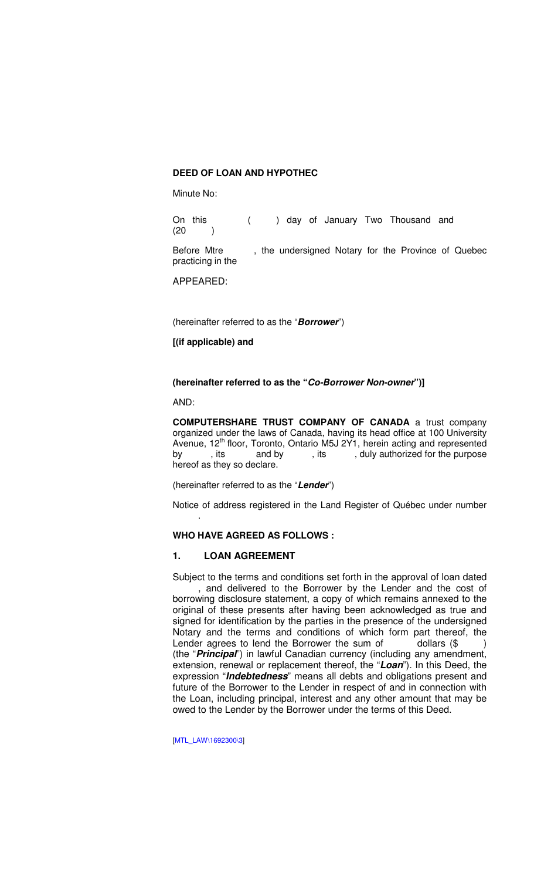**DEED OF LOAN AND HYPOTHEC**

Minute No:

On this ( ) day of January Two Thousand and (20 )

Before Mtre , the undersigned Notary for the Province of Quebec practicing in the

APPEARED:

(hereinafter referred to as the "***Borrower***")

**[(if applicable) and**

**(hereinafter referred to as the "*Co-Borrower Non-owner*")]**

AND:

**COMPUTERSHARE TRUST COMPANY OF CANADA** a trust company organized under the laws of Canada, having its head office at 100 University Avenue, 12th floor, Toronto, Ontario M5J 2Y1, herein acting and represented by , its and by , its , duly authorized for the purpose hereof as they so declare.

(hereinafter referred to as the "***Lender***")

Notice of address registered in the Land Register of Québec under number .

**WHO HAVE AGREED AS FOLLOWS :**

## 1. LOAN AGREEMENT

Subject to the terms and conditions set forth in the approval of loan dated , and delivered to the Borrower by the Lender and the cost of borrowing disclosure statement, a copy of which remains annexed to the original of these presents after having been acknowledged as true and signed for identification by the parties in the presence of the undersigned Notary and the terms and conditions of which form part thereof, the Lender agrees to lend the Borrower the sum of dollars ($ ) (the "***Principal***") in lawful Canadian currency (including any amendment, extension, renewal or replacement thereof, the "***Loan***"). In this Deed, the expression "***Indebtedness***" means all debts and obligations present and future of the Borrower to the Lender in respect of and in connection with the Loan, including principal, interest and any other amount that may be owed to the Lender by the Borrower under the terms of this Deed.

[MTL_LAW\1692300\3]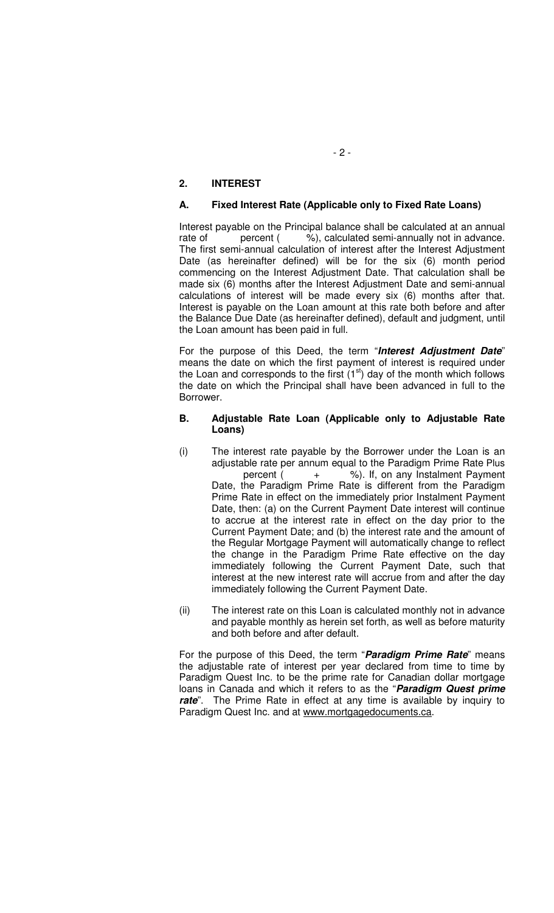## 2. INTEREST

### A. Fixed Interest Rate (Applicable only to Fixed Rate Loans)

Interest payable on the Principal balance shall be calculated at an annual rate of         percent (        %), calculated semi-annually not in advance. The first semi-annual calculation of interest after the Interest Adjustment Date (as hereinafter defined) will be for the six (6) month period commencing on the Interest Adjustment Date. That calculation shall be made six (6) months after the Interest Adjustment Date and semi-annual calculations of interest will be made every six (6) months after that. Interest is payable on the Loan amount at this rate both before and after the Balance Due Date (as hereinafter defined), default and judgment, until the Loan amount has been paid in full.

For the purpose of this Deed, the term "***Interest Adjustment Date***" means the date on which the first payment of interest is required under the Loan and corresponds to the first (1st) day of the month which follows the date on which the Principal shall have been advanced in full to the Borrower.

### B. Adjustable Rate Loan (Applicable only to Adjustable Rate Loans)

(i) The interest rate payable by the Borrower under the Loan is an adjustable rate per annum equal to the Paradigm Prime Rate Plus         percent (        +        %). If, on any Instalment Payment Date, the Paradigm Prime Rate is different from the Paradigm Prime Rate in effect on the immediately prior Instalment Payment Date, then: (a) on the Current Payment Date interest will continue to accrue at the interest rate in effect on the day prior to the Current Payment Date; and (b) the interest rate and the amount of the Regular Mortgage Payment will automatically change to reflect the change in the Paradigm Prime Rate effective on the day immediately following the Current Payment Date, such that interest at the new interest rate will accrue from and after the day immediately following the Current Payment Date.

(ii) The interest rate on this Loan is calculated monthly not in advance and payable monthly as herein set forth, as well as before maturity and both before and after default.

For the purpose of this Deed, the term "***Paradigm Prime Rate***" means the adjustable rate of interest per year declared from time to time by Paradigm Quest Inc. to be the prime rate for Canadian dollar mortgage loans in Canada and which it refers to as the "***Paradigm Quest prime rate***". The Prime Rate in effect at any time is available by inquiry to Paradigm Quest Inc. and at www.mortgagedocuments.ca.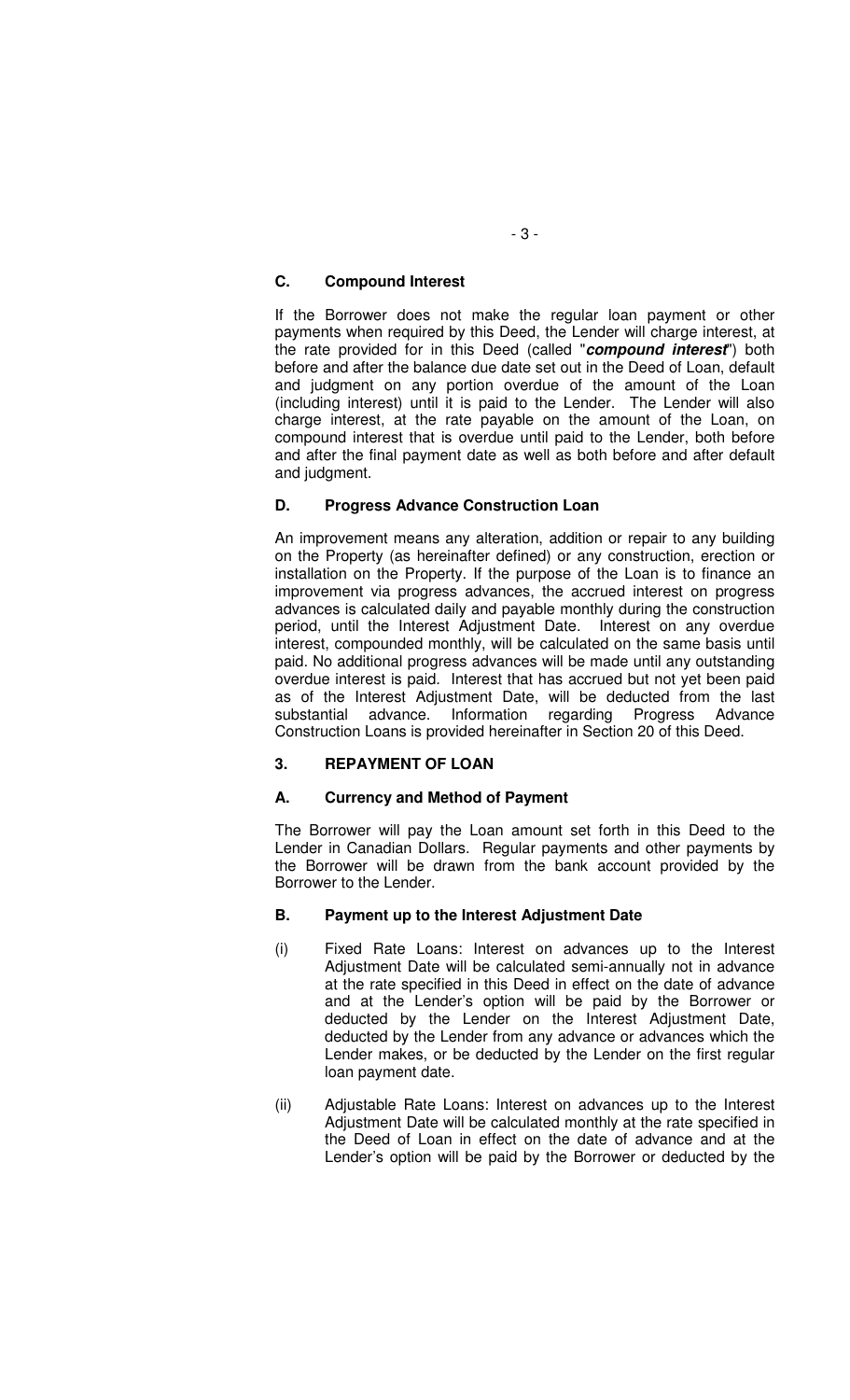### C. Compound Interest

If the Borrower does not make the regular loan payment or other payments when required by this Deed, the Lender will charge interest, at the rate provided for in this Deed (called "***compound interest***") both before and after the balance due date set out in the Deed of Loan, default and judgment on any portion overdue of the amount of the Loan (including interest) until it is paid to the Lender. The Lender will also charge interest, at the rate payable on the amount of the Loan, on compound interest that is overdue until paid to the Lender, both before and after the final payment date as well as both before and after default and judgment.

### D. Progress Advance Construction Loan

An improvement means any alteration, addition or repair to any building on the Property (as hereinafter defined) or any construction, erection or installation on the Property. If the purpose of the Loan is to finance an improvement via progress advances, the accrued interest on progress advances is calculated daily and payable monthly during the construction period, until the Interest Adjustment Date. Interest on any overdue interest, compounded monthly, will be calculated on the same basis until paid. No additional progress advances will be made until any outstanding overdue interest is paid. Interest that has accrued but not yet been paid as of the Interest Adjustment Date, will be deducted from the last substantial advance. Information regarding Progress Advance Construction Loans is provided hereinafter in Section 20 of this Deed.

## 3. REPAYMENT OF LOAN

### A. Currency and Method of Payment

The Borrower will pay the Loan amount set forth in this Deed to the Lender in Canadian Dollars. Regular payments and other payments by the Borrower will be drawn from the bank account provided by the Borrower to the Lender.

### B. Payment up to the Interest Adjustment Date

(i) Fixed Rate Loans: Interest on advances up to the Interest Adjustment Date will be calculated semi-annually not in advance at the rate specified in this Deed in effect on the date of advance and at the Lender's option will be paid by the Borrower or deducted by the Lender on the Interest Adjustment Date, deducted by the Lender from any advance or advances which the Lender makes, or be deducted by the Lender on the first regular loan payment date.

(ii) Adjustable Rate Loans: Interest on advances up to the Interest Adjustment Date will be calculated monthly at the rate specified in the Deed of Loan in effect on the date of advance and at the Lender's option will be paid by the Borrower or deducted by the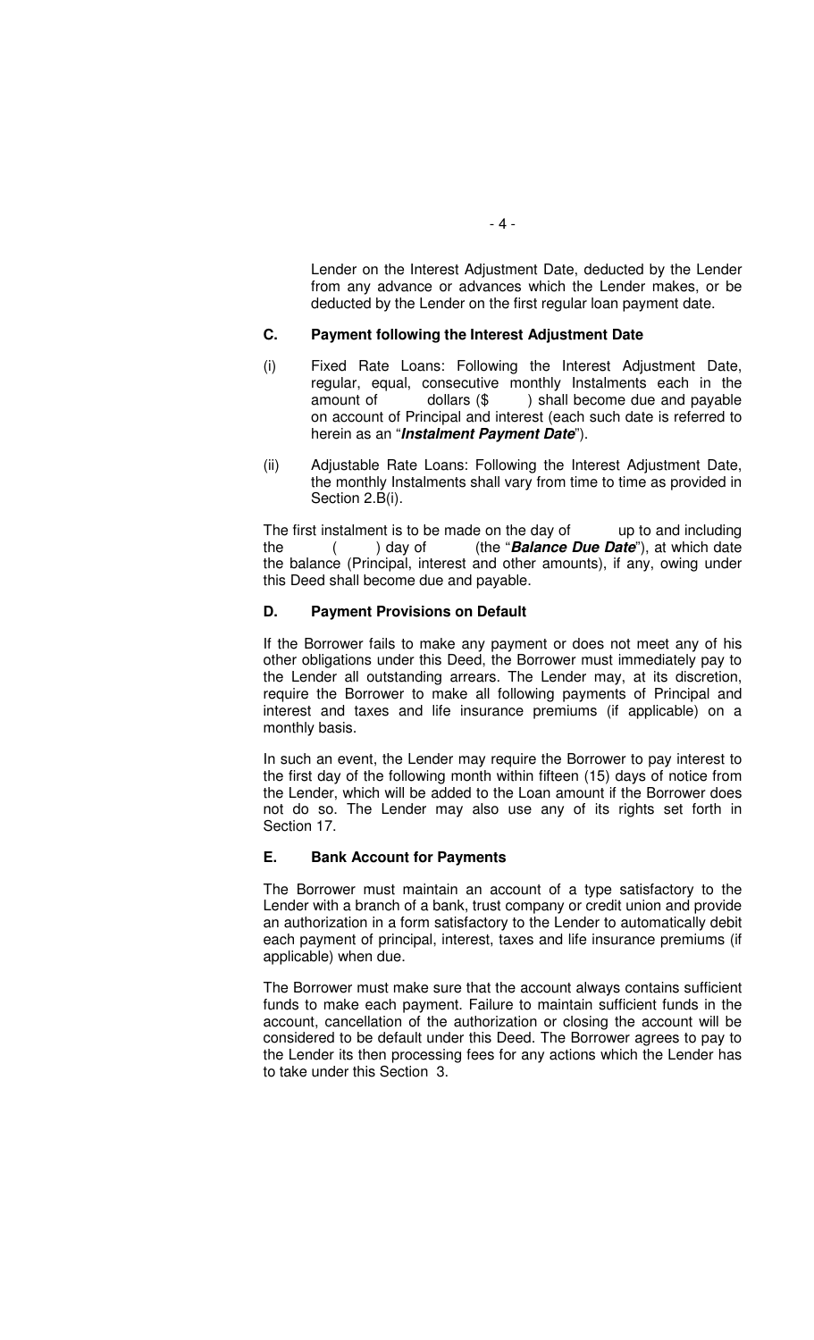Lender on the Interest Adjustment Date, deducted by the Lender from any advance or advances which the Lender makes, or be deducted by the Lender on the first regular loan payment date.

### C. Payment following the Interest Adjustment Date

(i) Fixed Rate Loans: Following the Interest Adjustment Date, regular, equal, consecutive monthly Instalments each in the amount of dollars ($ ) shall become due and payable on account of Principal and interest (each such date is referred to herein as an "***Instalment Payment Date***").

(ii) Adjustable Rate Loans: Following the Interest Adjustment Date, the monthly Instalments shall vary from time to time as provided in Section 2.B(i).

The first instalment is to be made on the day of up to and including the ( ) day of (the "***Balance Due Date***"), at which date the balance (Principal, interest and other amounts), if any, owing under this Deed shall become due and payable.

### D. Payment Provisions on Default

If the Borrower fails to make any payment or does not meet any of his other obligations under this Deed, the Borrower must immediately pay to the Lender all outstanding arrears. The Lender may, at its discretion, require the Borrower to make all following payments of Principal and interest and taxes and life insurance premiums (if applicable) on a monthly basis.

In such an event, the Lender may require the Borrower to pay interest to the first day of the following month within fifteen (15) days of notice from the Lender, which will be added to the Loan amount if the Borrower does not do so. The Lender may also use any of its rights set forth in Section 17.

### E. Bank Account for Payments

The Borrower must maintain an account of a type satisfactory to the Lender with a branch of a bank, trust company or credit union and provide an authorization in a form satisfactory to the Lender to automatically debit each payment of principal, interest, taxes and life insurance premiums (if applicable) when due.

The Borrower must make sure that the account always contains sufficient funds to make each payment. Failure to maintain sufficient funds in the account, cancellation of the authorization or closing the account will be considered to be default under this Deed. The Borrower agrees to pay to the Lender its then processing fees for any actions which the Lender has to take under this Section 3.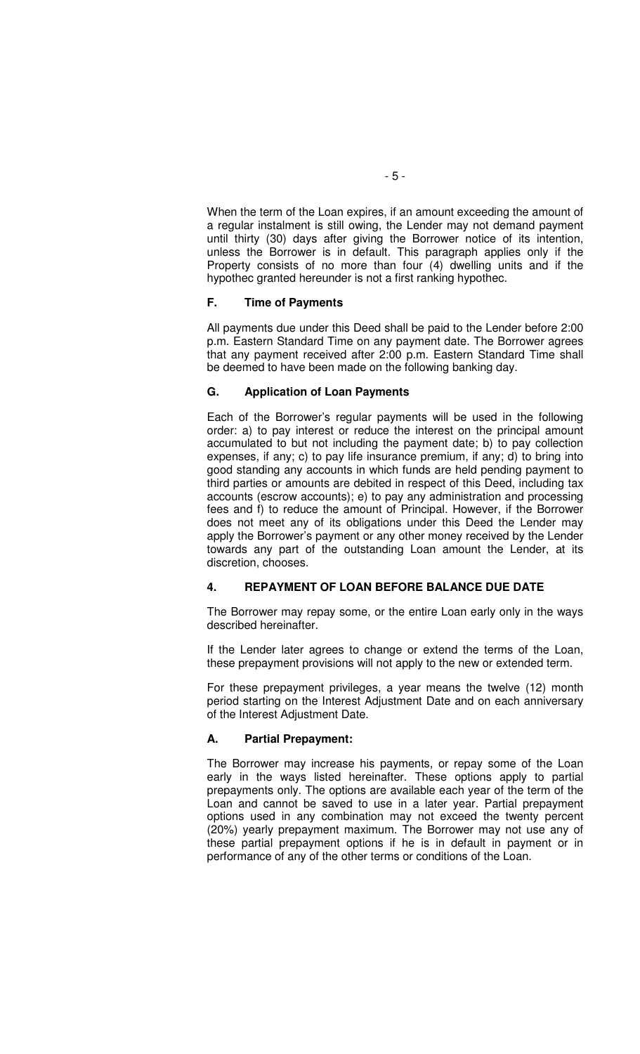When the term of the Loan expires, if an amount exceeding the amount of a regular instalment is still owing, the Lender may not demand payment until thirty (30) days after giving the Borrower notice of its intention, unless the Borrower is in default. This paragraph applies only if the Property consists of no more than four (4) dwelling units and if the hypothec granted hereunder is not a first ranking hypothec.

### F. Time of Payments

All payments due under this Deed shall be paid to the Lender before 2:00 p.m. Eastern Standard Time on any payment date. The Borrower agrees that any payment received after 2:00 p.m. Eastern Standard Time shall be deemed to have been made on the following banking day.

### G. Application of Loan Payments

Each of the Borrower's regular payments will be used in the following order: a) to pay interest or reduce the interest on the principal amount accumulated to but not including the payment date; b) to pay collection expenses, if any; c) to pay life insurance premium, if any; d) to bring into good standing any accounts in which funds are held pending payment to third parties or amounts are debited in respect of this Deed, including tax accounts (escrow accounts); e) to pay any administration and processing fees and f) to reduce the amount of Principal. However, if the Borrower does not meet any of its obligations under this Deed the Lender may apply the Borrower's payment or any other money received by the Lender towards any part of the outstanding Loan amount the Lender, at its discretion, chooses.

## 4. REPAYMENT OF LOAN BEFORE BALANCE DUE DATE

The Borrower may repay some, or the entire Loan early only in the ways described hereinafter.

If the Lender later agrees to change or extend the terms of the Loan, these prepayment provisions will not apply to the new or extended term.

For these prepayment privileges, a year means the twelve (12) month period starting on the Interest Adjustment Date and on each anniversary of the Interest Adjustment Date.

### A. Partial Prepayment:

The Borrower may increase his payments, or repay some of the Loan early in the ways listed hereinafter. These options apply to partial prepayments only. The options are available each year of the term of the Loan and cannot be saved to use in a later year. Partial prepayment options used in any combination may not exceed the twenty percent (20%) yearly prepayment maximum. The Borrower may not use any of these partial prepayment options if he is in default in payment or in performance of any of the other terms or conditions of the Loan.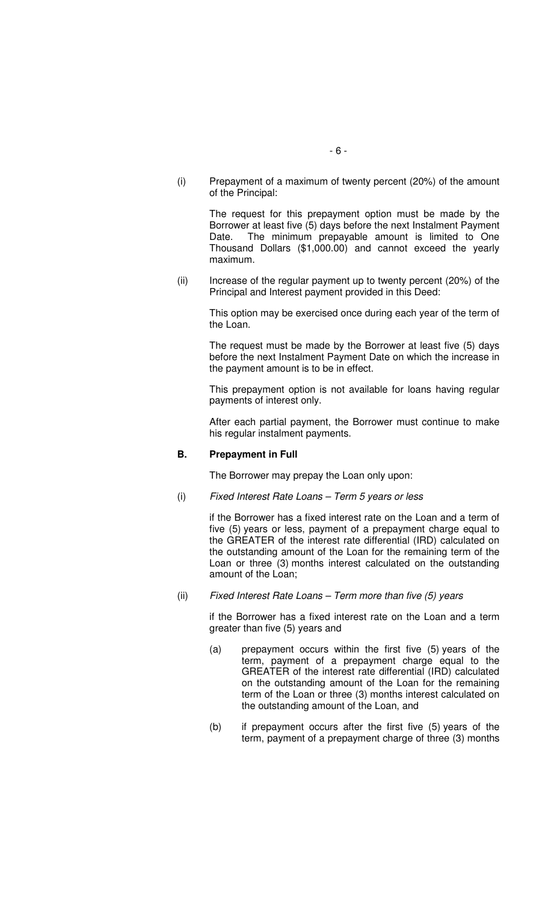(i) Prepayment of a maximum of twenty percent (20%) of the amount of the Principal:

The request for this prepayment option must be made by the Borrower at least five (5) days before the next Instalment Payment Date. The minimum prepayable amount is limited to One Thousand Dollars ($1,000.00) and cannot exceed the yearly maximum.

(ii) Increase of the regular payment up to twenty percent (20%) of the Principal and Interest payment provided in this Deed:

This option may be exercised once during each year of the term of the Loan.

The request must be made by the Borrower at least five (5) days before the next Instalment Payment Date on which the increase in the payment amount is to be in effect.

This prepayment option is not available for loans having regular payments of interest only.

After each partial payment, the Borrower must continue to make his regular instalment payments.

**B. Prepayment in Full**

The Borrower may prepay the Loan only upon:

(i) *Fixed Interest Rate Loans – Term 5 years or less*

if the Borrower has a fixed interest rate on the Loan and a term of five (5) years or less, payment of a prepayment charge equal to the GREATER of the interest rate differential (IRD) calculated on the outstanding amount of the Loan for the remaining term of the Loan or three (3) months interest calculated on the outstanding amount of the Loan;

(ii) *Fixed Interest Rate Loans – Term more than five (5) years*

if the Borrower has a fixed interest rate on the Loan and a term greater than five (5) years and

(a) prepayment occurs within the first five (5) years of the term, payment of a prepayment charge equal to the GREATER of the interest rate differential (IRD) calculated on the outstanding amount of the Loan for the remaining term of the Loan or three (3) months interest calculated on the outstanding amount of the Loan, and

(b) if prepayment occurs after the first five (5) years of the term, payment of a prepayment charge of three (3) months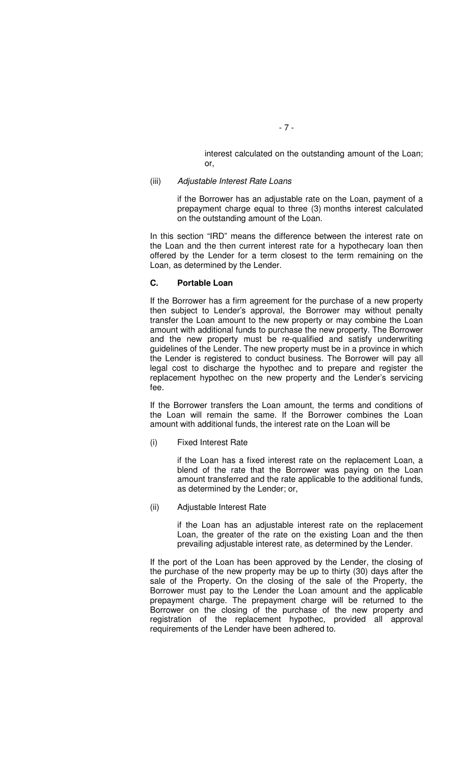interest calculated on the outstanding amount of the Loan; or,

(iii) *Adjustable Interest Rate Loans*

if the Borrower has an adjustable rate on the Loan, payment of a prepayment charge equal to three (3) months interest calculated on the outstanding amount of the Loan.

In this section "IRD" means the difference between the interest rate on the Loan and the then current interest rate for a hypothecary loan then offered by the Lender for a term closest to the term remaining on the Loan, as determined by the Lender.

**C. Portable Loan**

If the Borrower has a firm agreement for the purchase of a new property then subject to Lender's approval, the Borrower may without penalty transfer the Loan amount to the new property or may combine the Loan amount with additional funds to purchase the new property. The Borrower and the new property must be re-qualified and satisfy underwriting guidelines of the Lender. The new property must be in a province in which the Lender is registered to conduct business. The Borrower will pay all legal cost to discharge the hypothec and to prepare and register the replacement hypothec on the new property and the Lender's servicing fee.

If the Borrower transfers the Loan amount, the terms and conditions of the Loan will remain the same. If the Borrower combines the Loan amount with additional funds, the interest rate on the Loan will be

(i) Fixed Interest Rate

if the Loan has a fixed interest rate on the replacement Loan, a blend of the rate that the Borrower was paying on the Loan amount transferred and the rate applicable to the additional funds, as determined by the Lender; or,

(ii) Adjustable Interest Rate

if the Loan has an adjustable interest rate on the replacement Loan, the greater of the rate on the existing Loan and the then prevailing adjustable interest rate, as determined by the Lender.

If the port of the Loan has been approved by the Lender, the closing of the purchase of the new property may be up to thirty (30) days after the sale of the Property. On the closing of the sale of the Property, the Borrower must pay to the Lender the Loan amount and the applicable prepayment charge. The prepayment charge will be returned to the Borrower on the closing of the purchase of the new property and registration of the replacement hypothec, provided all approval requirements of the Lender have been adhered to.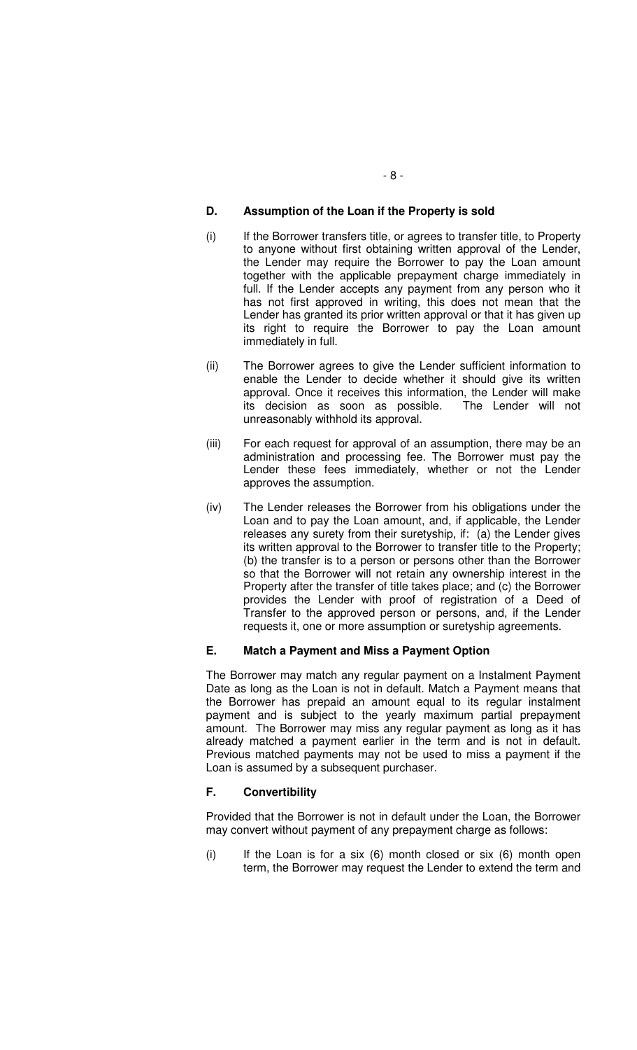### D. Assumption of the Loan if the Property is sold

(i) If the Borrower transfers title, or agrees to transfer title, to Property to anyone without first obtaining written approval of the Lender, the Lender may require the Borrower to pay the Loan amount together with the applicable prepayment charge immediately in full. If the Lender accepts any payment from any person who it has not first approved in writing, this does not mean that the Lender has granted its prior written approval or that it has given up its right to require the Borrower to pay the Loan amount immediately in full.

(ii) The Borrower agrees to give the Lender sufficient information to enable the Lender to decide whether it should give its written approval. Once it receives this information, the Lender will make its decision as soon as possible. The Lender will not unreasonably withhold its approval.

(iii) For each request for approval of an assumption, there may be an administration and processing fee. The Borrower must pay the Lender these fees immediately, whether or not the Lender approves the assumption.

(iv) The Lender releases the Borrower from his obligations under the Loan and to pay the Loan amount, and, if applicable, the Lender releases any surety from their suretyship, if: (a) the Lender gives its written approval to the Borrower to transfer title to the Property; (b) the transfer is to a person or persons other than the Borrower so that the Borrower will not retain any ownership interest in the Property after the transfer of title takes place; and (c) the Borrower provides the Lender with proof of registration of a Deed of Transfer to the approved person or persons, and, if the Lender requests it, one or more assumption or suretyship agreements.

### E. Match a Payment and Miss a Payment Option

The Borrower may match any regular payment on a Instalment Payment Date as long as the Loan is not in default. Match a Payment means that the Borrower has prepaid an amount equal to its regular instalment payment and is subject to the yearly maximum partial prepayment amount. The Borrower may miss any regular payment as long as it has already matched a payment earlier in the term and is not in default. Previous matched payments may not be used to miss a payment if the Loan is assumed by a subsequent purchaser.

### F. Convertibility

Provided that the Borrower is not in default under the Loan, the Borrower may convert without payment of any prepayment charge as follows:

(i) If the Loan is for a six (6) month closed or six (6) month open term, the Borrower may request the Lender to extend the term and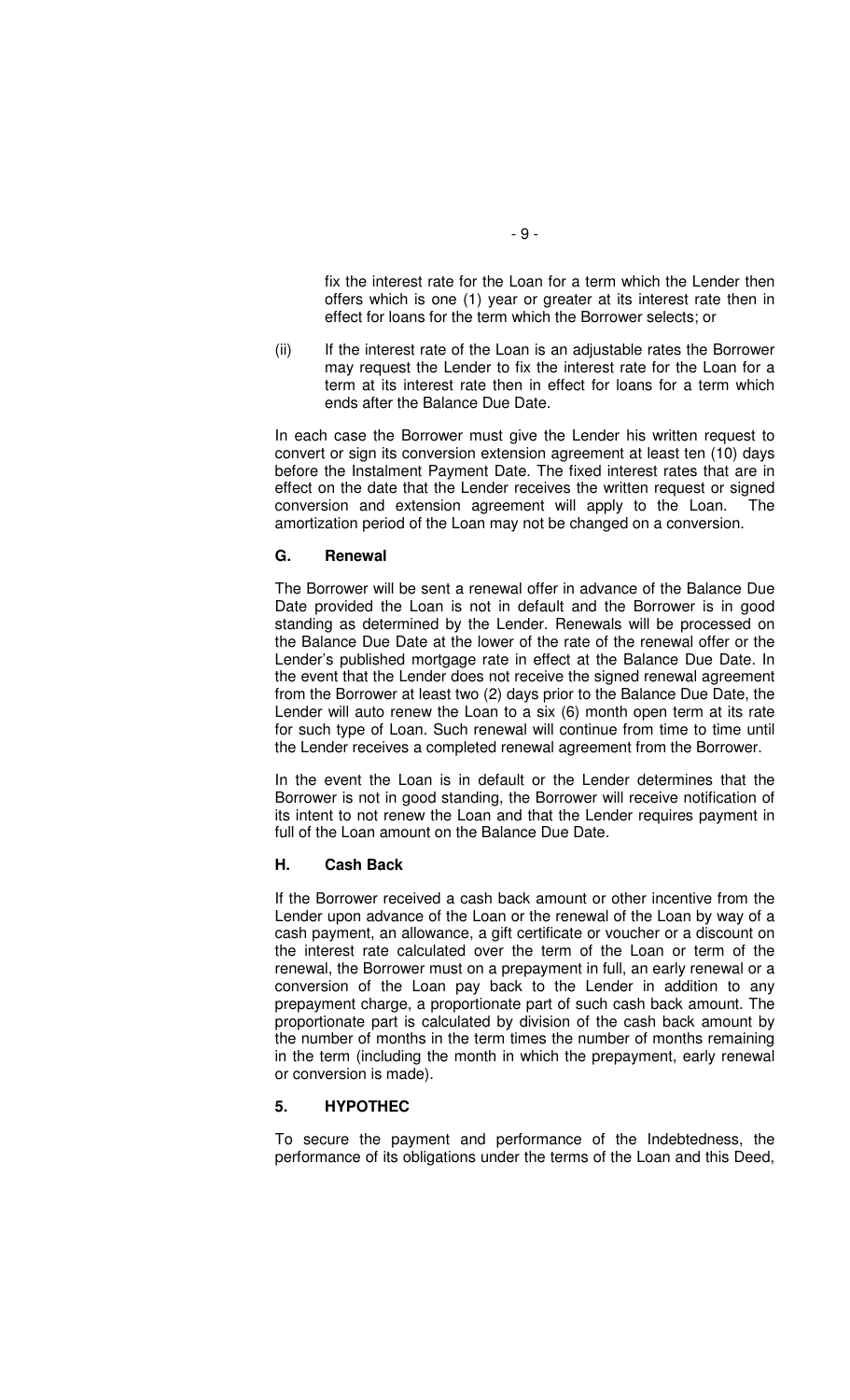fix the interest rate for the Loan for a term which the Lender then offers which is one (1) year or greater at its interest rate then in effect for loans for the term which the Borrower selects; or

(ii) If the interest rate of the Loan is an adjustable rates the Borrower may request the Lender to fix the interest rate for the Loan for a term at its interest rate then in effect for loans for a term which ends after the Balance Due Date.

In each case the Borrower must give the Lender his written request to convert or sign its conversion extension agreement at least ten (10) days before the Instalment Payment Date. The fixed interest rates that are in effect on the date that the Lender receives the written request or signed conversion and extension agreement will apply to the Loan. The amortization period of the Loan may not be changed on a conversion.

### G. Renewal

The Borrower will be sent a renewal offer in advance of the Balance Due Date provided the Loan is not in default and the Borrower is in good standing as determined by the Lender. Renewals will be processed on the Balance Due Date at the lower of the rate of the renewal offer or the Lender's published mortgage rate in effect at the Balance Due Date. In the event that the Lender does not receive the signed renewal agreement from the Borrower at least two (2) days prior to the Balance Due Date, the Lender will auto renew the Loan to a six (6) month open term at its rate for such type of Loan. Such renewal will continue from time to time until the Lender receives a completed renewal agreement from the Borrower.

In the event the Loan is in default or the Lender determines that the Borrower is not in good standing, the Borrower will receive notification of its intent to not renew the Loan and that the Lender requires payment in full of the Loan amount on the Balance Due Date.

### H. Cash Back

If the Borrower received a cash back amount or other incentive from the Lender upon advance of the Loan or the renewal of the Loan by way of a cash payment, an allowance, a gift certificate or voucher or a discount on the interest rate calculated over the term of the Loan or term of the renewal, the Borrower must on a prepayment in full, an early renewal or a conversion of the Loan pay back to the Lender in addition to any prepayment charge, a proportionate part of such cash back amount. The proportionate part is calculated by division of the cash back amount by the number of months in the term times the number of months remaining in the term (including the month in which the prepayment, early renewal or conversion is made).

## 5. HYPOTHEC

To secure the payment and performance of the Indebtedness, the performance of its obligations under the terms of the Loan and this Deed,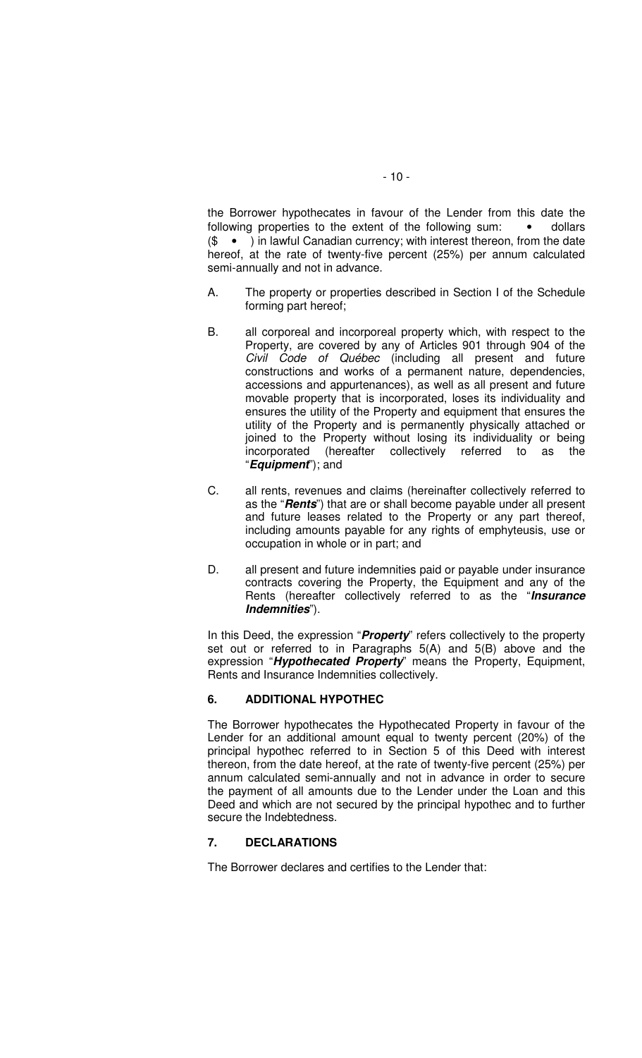the Borrower hypothecates in favour of the Lender from this date the following properties to the extent of the following sum: • dollars ($ • ) in lawful Canadian currency; with interest thereon, from the date hereof, at the rate of twenty-five percent (25%) per annum calculated semi-annually and not in advance.

A. The property or properties described in Section I of the Schedule forming part hereof;

B. all corporeal and incorporeal property which, with respect to the Property, are covered by any of Articles 901 through 904 of the *Civil Code of Québec* (including all present and future constructions and works of a permanent nature, dependencies, accessions and appurtenances), as well as all present and future movable property that is incorporated, loses its individuality and ensures the utility of the Property and equipment that ensures the utility of the Property and is permanently physically attached or joined to the Property without losing its individuality or being incorporated (hereafter collectively referred to as the "***Equipment***"); and

C. all rents, revenues and claims (hereinafter collectively referred to as the "***Rents***") that are or shall become payable under all present and future leases related to the Property or any part thereof, including amounts payable for any rights of emphyteusis, use or occupation in whole or in part; and

D. all present and future indemnities paid or payable under insurance contracts covering the Property, the Equipment and any of the Rents (hereafter collectively referred to as the "***Insurance Indemnities***").

In this Deed, the expression "***Property***" refers collectively to the property set out or referred to in Paragraphs 5(A) and 5(B) above and the expression "***Hypothecated Property***" means the Property, Equipment, Rents and Insurance Indemnities collectively.

## 6. ADDITIONAL HYPOTHEC

The Borrower hypothecates the Hypothecated Property in favour of the Lender for an additional amount equal to twenty percent (20%) of the principal hypothec referred to in Section 5 of this Deed with interest thereon, from the date hereof, at the rate of twenty-five percent (25%) per annum calculated semi-annually and not in advance in order to secure the payment of all amounts due to the Lender under the Loan and this Deed and which are not secured by the principal hypothec and to further secure the Indebtedness.

## 7. DECLARATIONS

The Borrower declares and certifies to the Lender that: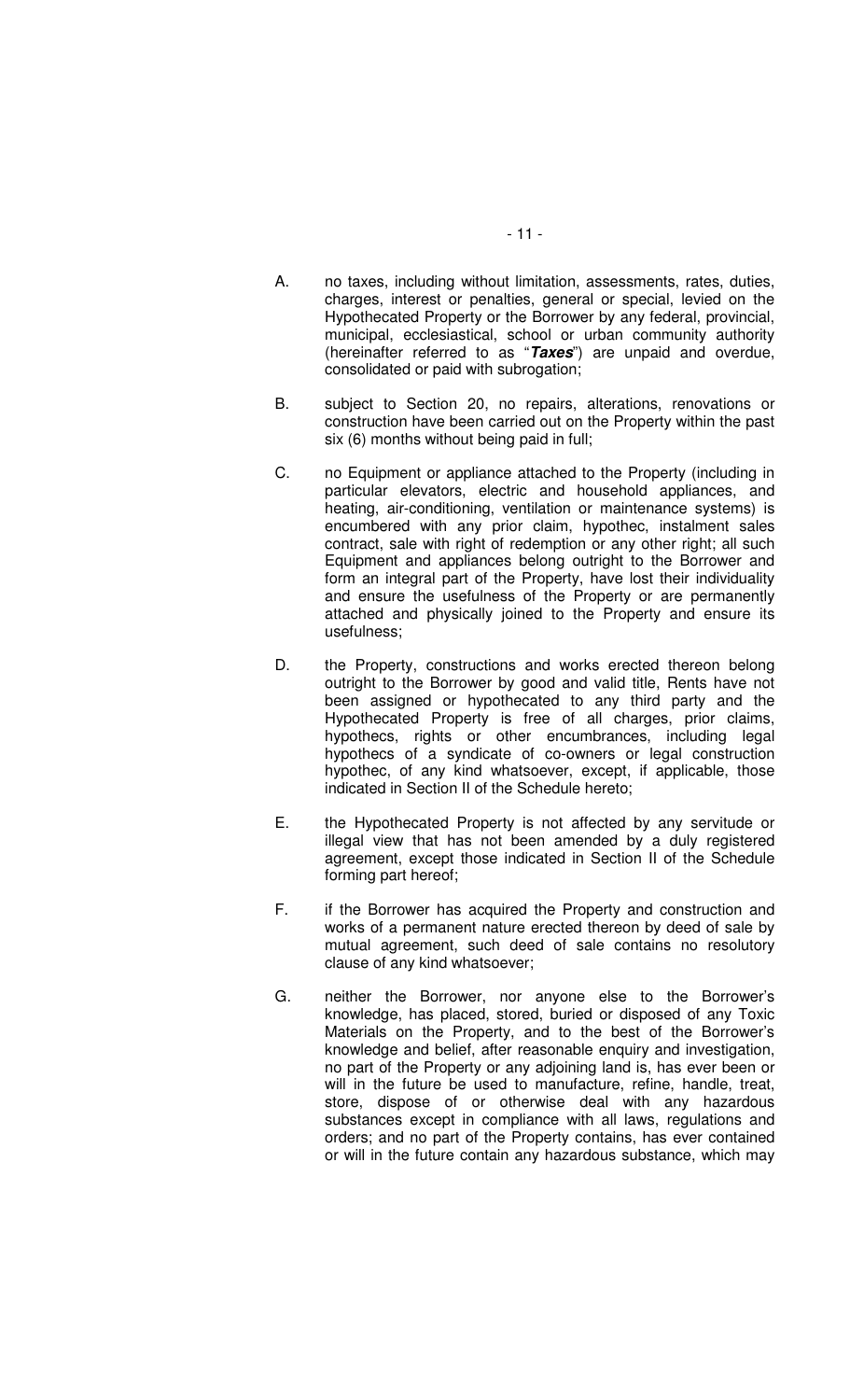A. no taxes, including without limitation, assessments, rates, duties, charges, interest or penalties, general or special, levied on the Hypothecated Property or the Borrower by any federal, provincial, municipal, ecclesiastical, school or urban community authority (hereinafter referred to as "***Taxes***") are unpaid and overdue, consolidated or paid with subrogation;

B. subject to Section 20, no repairs, alterations, renovations or construction have been carried out on the Property within the past six (6) months without being paid in full;

C. no Equipment or appliance attached to the Property (including in particular elevators, electric and household appliances, and heating, air-conditioning, ventilation or maintenance systems) is encumbered with any prior claim, hypothec, instalment sales contract, sale with right of redemption or any other right; all such Equipment and appliances belong outright to the Borrower and form an integral part of the Property, have lost their individuality and ensure the usefulness of the Property or are permanently attached and physically joined to the Property and ensure its usefulness;

D. the Property, constructions and works erected thereon belong outright to the Borrower by good and valid title, Rents have not been assigned or hypothecated to any third party and the Hypothecated Property is free of all charges, prior claims, hypothecs, rights or other encumbrances, including legal hypothecs of a syndicate of co-owners or legal construction hypothec, of any kind whatsoever, except, if applicable, those indicated in Section II of the Schedule hereto;

E. the Hypothecated Property is not affected by any servitude or illegal view that has not been amended by a duly registered agreement, except those indicated in Section II of the Schedule forming part hereof;

F. if the Borrower has acquired the Property and construction and works of a permanent nature erected thereon by deed of sale by mutual agreement, such deed of sale contains no resolutory clause of any kind whatsoever;

G. neither the Borrower, nor anyone else to the Borrower's knowledge, has placed, stored, buried or disposed of any Toxic Materials on the Property, and to the best of the Borrower's knowledge and belief, after reasonable enquiry and investigation, no part of the Property or any adjoining land is, has ever been or will in the future be used to manufacture, refine, handle, treat, store, dispose of or otherwise deal with any hazardous substances except in compliance with all laws, regulations and orders; and no part of the Property contains, has ever contained or will in the future contain any hazardous substance, which may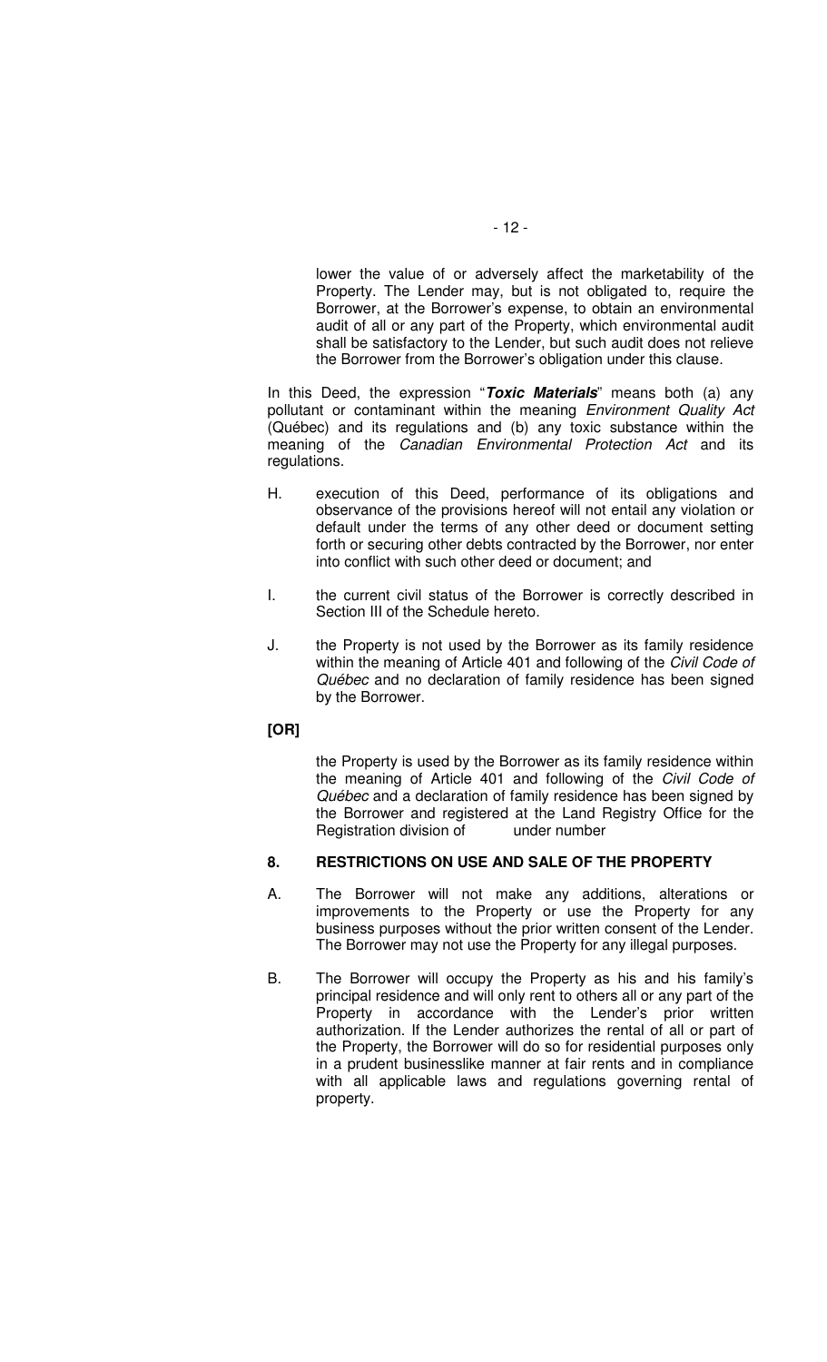lower the value of or adversely affect the marketability of the Property. The Lender may, but is not obligated to, require the Borrower, at the Borrower's expense, to obtain an environmental audit of all or any part of the Property, which environmental audit shall be satisfactory to the Lender, but such audit does not relieve the Borrower from the Borrower's obligation under this clause.

In this Deed, the expression "***Toxic Materials***" means both (a) any pollutant or contaminant within the meaning *Environment Quality Act* (Québec) and its regulations and (b) any toxic substance within the meaning of the *Canadian Environmental Protection Act* and its regulations.

H. execution of this Deed, performance of its obligations and observance of the provisions hereof will not entail any violation or default under the terms of any other deed or document setting forth or securing other debts contracted by the Borrower, nor enter into conflict with such other deed or document; and

I. the current civil status of the Borrower is correctly described in Section III of the Schedule hereto.

J. the Property is not used by the Borrower as its family residence within the meaning of Article 401 and following of the *Civil Code of Québec* and no declaration of family residence has been signed by the Borrower.

**[OR]**

the Property is used by the Borrower as its family residence within the meaning of Article 401 and following of the *Civil Code of Québec* and a declaration of family residence has been signed by the Borrower and registered at the Land Registry Office for the Registration division of under number

## 8. RESTRICTIONS ON USE AND SALE OF THE PROPERTY

A. The Borrower will not make any additions, alterations or improvements to the Property or use the Property for any business purposes without the prior written consent of the Lender. The Borrower may not use the Property for any illegal purposes.

B. The Borrower will occupy the Property as his and his family's principal residence and will only rent to others all or any part of the Property in accordance with the Lender's prior written authorization. If the Lender authorizes the rental of all or part of the Property, the Borrower will do so for residential purposes only in a prudent businesslike manner at fair rents and in compliance with all applicable laws and regulations governing rental of property.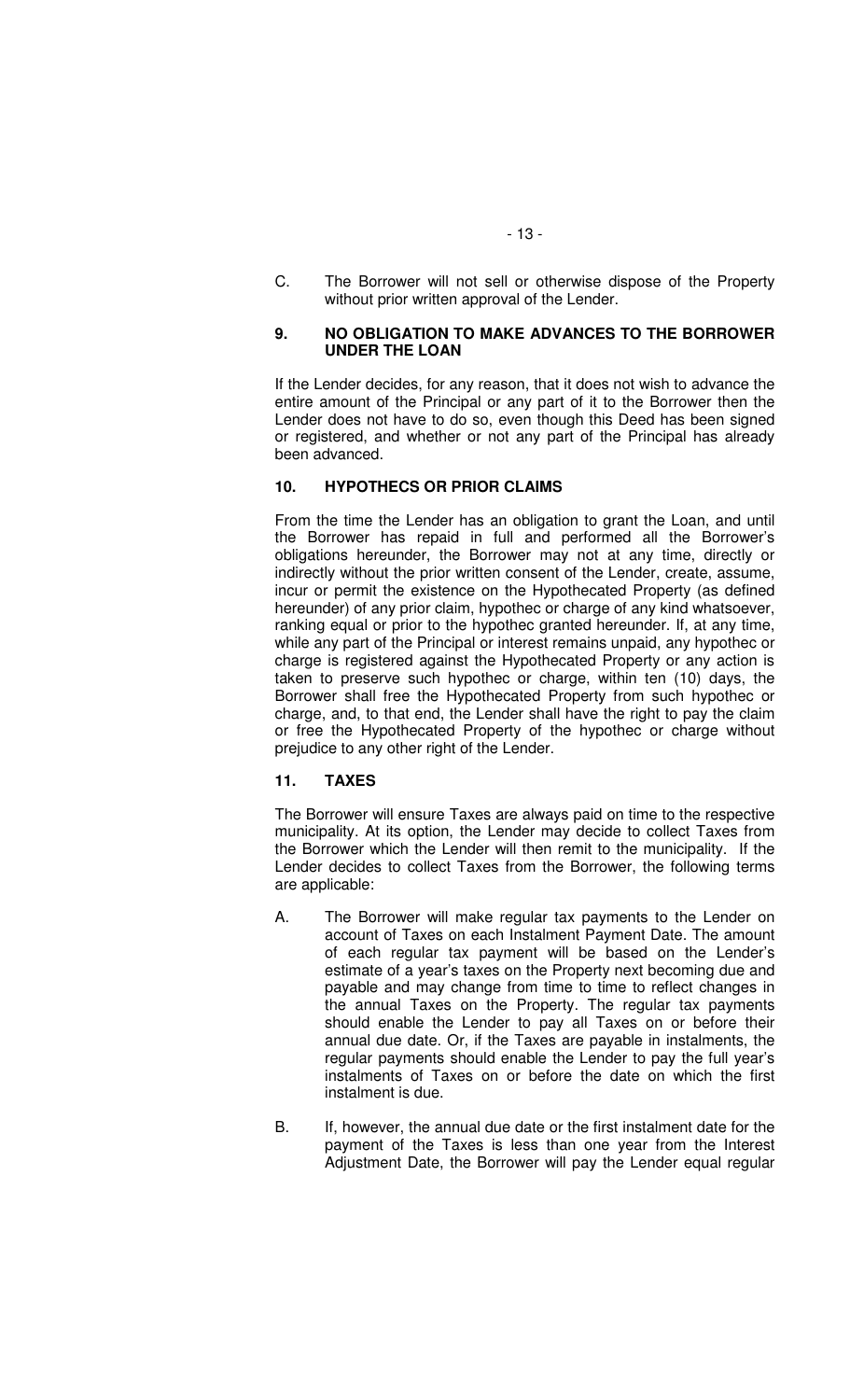C. The Borrower will not sell or otherwise dispose of the Property without prior written approval of the Lender.

## 9. NO OBLIGATION TO MAKE ADVANCES TO THE BORROWER UNDER THE LOAN

If the Lender decides, for any reason, that it does not wish to advance the entire amount of the Principal or any part of it to the Borrower then the Lender does not have to do so, even though this Deed has been signed or registered, and whether or not any part of the Principal has already been advanced.

## 10. HYPOTHECS OR PRIOR CLAIMS

From the time the Lender has an obligation to grant the Loan, and until the Borrower has repaid in full and performed all the Borrower's obligations hereunder, the Borrower may not at any time, directly or indirectly without the prior written consent of the Lender, create, assume, incur or permit the existence on the Hypothecated Property (as defined hereunder) of any prior claim, hypothec or charge of any kind whatsoever, ranking equal or prior to the hypothec granted hereunder. If, at any time, while any part of the Principal or interest remains unpaid, any hypothec or charge is registered against the Hypothecated Property or any action is taken to preserve such hypothec or charge, within ten (10) days, the Borrower shall free the Hypothecated Property from such hypothec or charge, and, to that end, the Lender shall have the right to pay the claim or free the Hypothecated Property of the hypothec or charge without prejudice to any other right of the Lender.

## 11. TAXES

The Borrower will ensure Taxes are always paid on time to the respective municipality. At its option, the Lender may decide to collect Taxes from the Borrower which the Lender will then remit to the municipality. If the Lender decides to collect Taxes from the Borrower, the following terms are applicable:

A. The Borrower will make regular tax payments to the Lender on account of Taxes on each Instalment Payment Date. The amount of each regular tax payment will be based on the Lender's estimate of a year's taxes on the Property next becoming due and payable and may change from time to time to reflect changes in the annual Taxes on the Property. The regular tax payments should enable the Lender to pay all Taxes on or before their annual due date. Or, if the Taxes are payable in instalments, the regular payments should enable the Lender to pay the full year's instalments of Taxes on or before the date on which the first instalment is due.

B. If, however, the annual due date or the first instalment date for the payment of the Taxes is less than one year from the Interest Adjustment Date, the Borrower will pay the Lender equal regular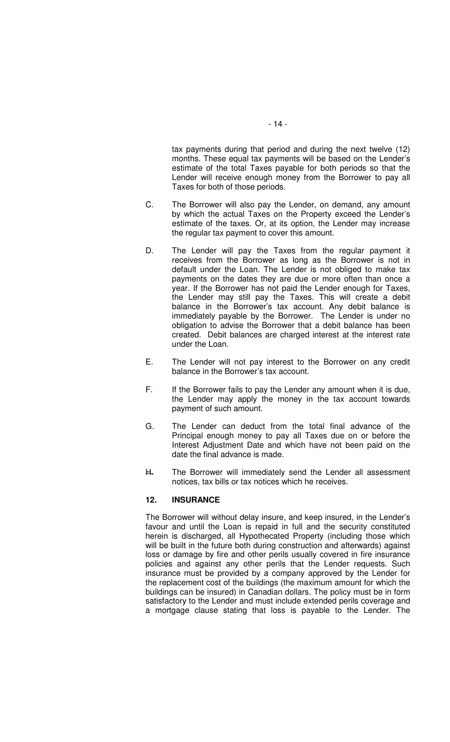tax payments during that period and during the next twelve (12) months. These equal tax payments will be based on the Lender's estimate of the total Taxes payable for both periods so that the Lender will receive enough money from the Borrower to pay all Taxes for both of those periods.

C. The Borrower will also pay the Lender, on demand, any amount by which the actual Taxes on the Property exceed the Lender's estimate of the taxes. Or, at its option, the Lender may increase the regular tax payment to cover this amount.

D. The Lender will pay the Taxes from the regular payment it receives from the Borrower as long as the Borrower is not in default under the Loan. The Lender is not obliged to make tax payments on the dates they are due or more often than once a year. If the Borrower has not paid the Lender enough for Taxes, the Lender may still pay the Taxes. This will create a debit balance in the Borrower's tax account. Any debit balance is immediately payable by the Borrower. The Lender is under no obligation to advise the Borrower that a debit balance has been created. Debit balances are charged interest at the interest rate under the Loan.

E. The Lender will not pay interest to the Borrower on any credit balance in the Borrower's tax account.

F. If the Borrower fails to pay the Lender any amount when it is due, the Lender may apply the money in the tax account towards payment of such amount.

G. The Lender can deduct from the total final advance of the Principal enough money to pay all Taxes due on or before the Interest Adjustment Date and which have not been paid on the date the final advance is made.

H. The Borrower will immediately send the Lender all assessment notices, tax bills or tax notices which he receives.

**12. INSURANCE**

The Borrower will without delay insure, and keep insured, in the Lender's favour and until the Loan is repaid in full and the security constituted herein is discharged, all Hypothecated Property (including those which will be built in the future both during construction and afterwards) against loss or damage by fire and other perils usually covered in fire insurance policies and against any other perils that the Lender requests. Such insurance must be provided by a company approved by the Lender for the replacement cost of the buildings (the maximum amount for which the buildings can be insured) in Canadian dollars. The policy must be in form satisfactory to the Lender and must include extended perils coverage and a mortgage clause stating that loss is payable to the Lender. The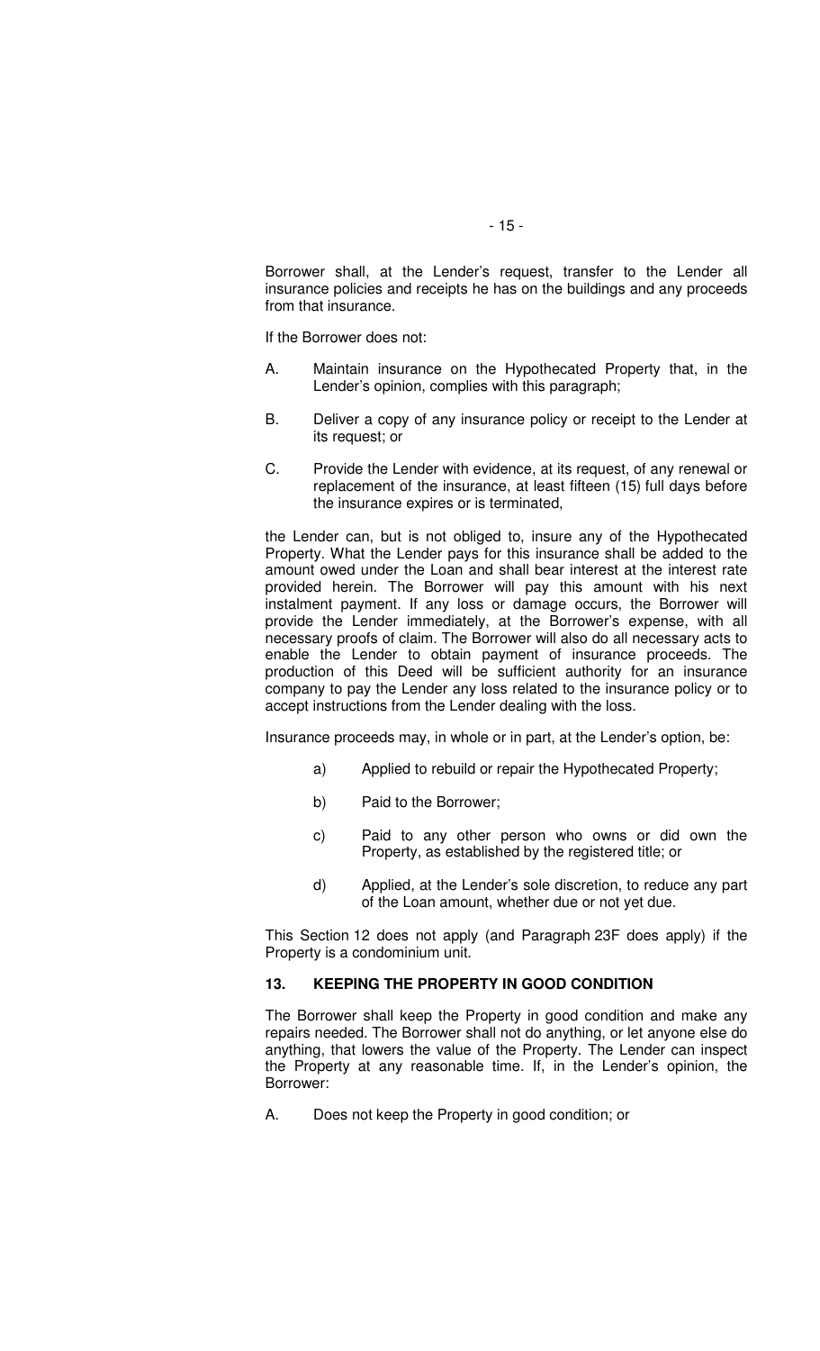Borrower shall, at the Lender's request, transfer to the Lender all insurance policies and receipts he has on the buildings and any proceeds from that insurance.

If the Borrower does not:

A. Maintain insurance on the Hypothecated Property that, in the Lender's opinion, complies with this paragraph;

B. Deliver a copy of any insurance policy or receipt to the Lender at its request; or

C. Provide the Lender with evidence, at its request, of any renewal or replacement of the insurance, at least fifteen (15) full days before the insurance expires or is terminated,

the Lender can, but is not obliged to, insure any of the Hypothecated Property. What the Lender pays for this insurance shall be added to the amount owed under the Loan and shall bear interest at the interest rate provided herein. The Borrower will pay this amount with his next instalment payment. If any loss or damage occurs, the Borrower will provide the Lender immediately, at the Borrower's expense, with all necessary proofs of claim. The Borrower will also do all necessary acts to enable the Lender to obtain payment of insurance proceeds. The production of this Deed will be sufficient authority for an insurance company to pay the Lender any loss related to the insurance policy or to accept instructions from the Lender dealing with the loss.

Insurance proceeds may, in whole or in part, at the Lender's option, be:

a) Applied to rebuild or repair the Hypothecated Property;

b) Paid to the Borrower;

c) Paid to any other person who owns or did own the Property, as established by the registered title; or

d) Applied, at the Lender's sole discretion, to reduce any part of the Loan amount, whether due or not yet due.

This Section 12 does not apply (and Paragraph 23F does apply) if the Property is a condominium unit.

## 13. KEEPING THE PROPERTY IN GOOD CONDITION

The Borrower shall keep the Property in good condition and make any repairs needed. The Borrower shall not do anything, or let anyone else do anything, that lowers the value of the Property. The Lender can inspect the Property at any reasonable time. If, in the Lender's opinion, the Borrower:

A. Does not keep the Property in good condition; or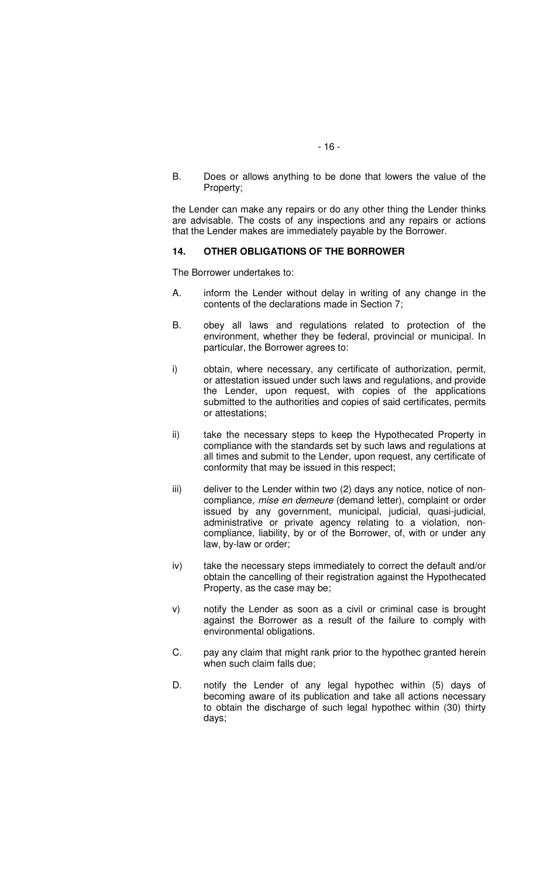B. Does or allows anything to be done that lowers the value of the Property;

the Lender can make any repairs or do any other thing the Lender thinks are advisable. The costs of any inspections and any repairs or actions that the Lender makes are immediately payable by the Borrower.

## 14. OTHER OBLIGATIONS OF THE BORROWER

The Borrower undertakes to:

A. inform the Lender without delay in writing of any change in the contents of the declarations made in Section 7;

B. obey all laws and regulations related to protection of the environment, whether they be federal, provincial or municipal. In particular, the Borrower agrees to:

i) obtain, where necessary, any certificate of authorization, permit, or attestation issued under such laws and regulations, and provide the Lender, upon request, with copies of the applications submitted to the authorities and copies of said certificates, permits or attestations;

ii) take the necessary steps to keep the Hypothecated Property in compliance with the standards set by such laws and regulations at all times and submit to the Lender, upon request, any certificate of conformity that may be issued in this respect;

iii) deliver to the Lender within two (2) days any notice, notice of non-compliance, *mise en demeure* (demand letter), complaint or order issued by any government, municipal, judicial, quasi-judicial, administrative or private agency relating to a violation, non-compliance, liability, by or of the Borrower, of, with or under any law, by-law or order;

iv) take the necessary steps immediately to correct the default and/or obtain the cancelling of their registration against the Hypothecated Property, as the case may be;

v) notify the Lender as soon as a civil or criminal case is brought against the Borrower as a result of the failure to comply with environmental obligations.

C. pay any claim that might rank prior to the hypothec granted herein when such claim falls due;

D. notify the Lender of any legal hypothec within (5) days of becoming aware of its publication and take all actions necessary to obtain the discharge of such legal hypothec within (30) thirty days;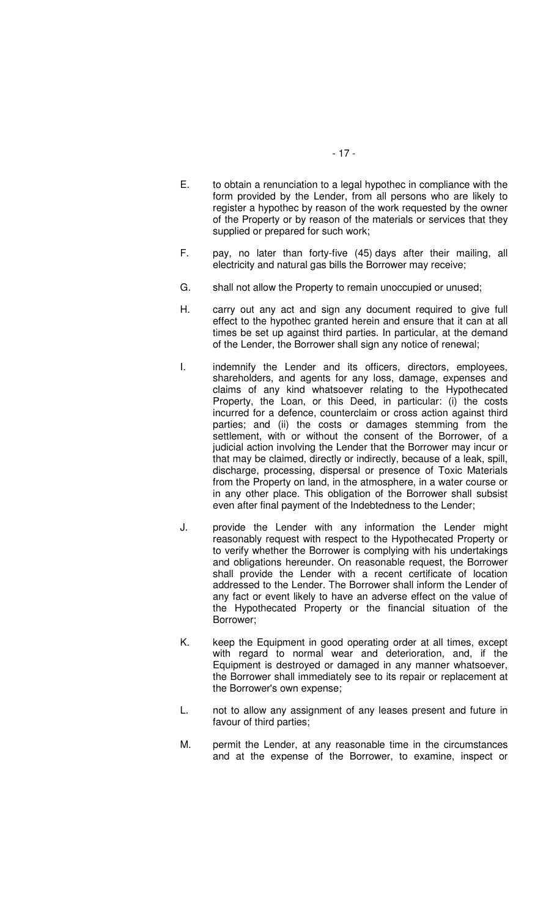E. to obtain a renunciation to a legal hypothec in compliance with the form provided by the Lender, from all persons who are likely to register a hypothec by reason of the work requested by the owner of the Property or by reason of the materials or services that they supplied or prepared for such work;

F. pay, no later than forty-five (45) days after their mailing, all electricity and natural gas bills the Borrower may receive;

G. shall not allow the Property to remain unoccupied or unused;

H. carry out any act and sign any document required to give full effect to the hypothec granted herein and ensure that it can at all times be set up against third parties. In particular, at the demand of the Lender, the Borrower shall sign any notice of renewal;

I. indemnify the Lender and its officers, directors, employees, shareholders, and agents for any loss, damage, expenses and claims of any kind whatsoever relating to the Hypothecated Property, the Loan, or this Deed, in particular: (i) the costs incurred for a defence, counterclaim or cross action against third parties; and (ii) the costs or damages stemming from the settlement, with or without the consent of the Borrower, of a judicial action involving the Lender that the Borrower may incur or that may be claimed, directly or indirectly, because of a leak, spill, discharge, processing, dispersal or presence of Toxic Materials from the Property on land, in the atmosphere, in a water course or in any other place. This obligation of the Borrower shall subsist even after final payment of the Indebtedness to the Lender;

J. provide the Lender with any information the Lender might reasonably request with respect to the Hypothecated Property or to verify whether the Borrower is complying with his undertakings and obligations hereunder. On reasonable request, the Borrower shall provide the Lender with a recent certificate of location addressed to the Lender. The Borrower shall inform the Lender of any fact or event likely to have an adverse effect on the value of the Hypothecated Property or the financial situation of the Borrower;

K. keep the Equipment in good operating order at all times, except with regard to normal wear and deterioration, and, if the Equipment is destroyed or damaged in any manner whatsoever, the Borrower shall immediately see to its repair or replacement at the Borrower's own expense;

L. not to allow any assignment of any leases present and future in favour of third parties;

M. permit the Lender, at any reasonable time in the circumstances and at the expense of the Borrower, to examine, inspect or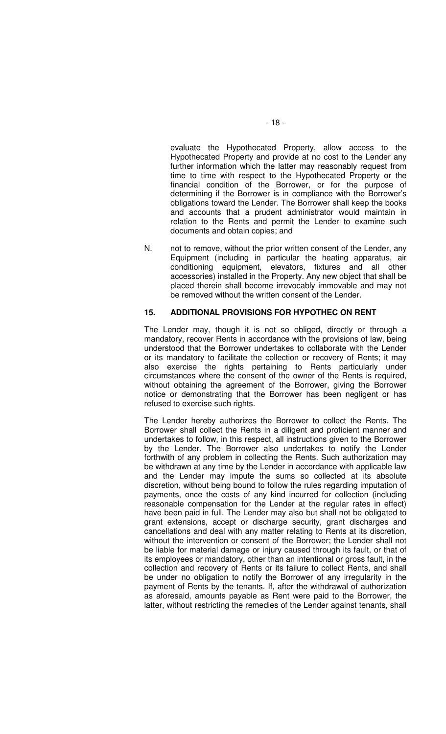evaluate the Hypothecated Property, allow access to the Hypothecated Property and provide at no cost to the Lender any further information which the latter may reasonably request from time to time with respect to the Hypothecated Property or the financial condition of the Borrower, or for the purpose of determining if the Borrower is in compliance with the Borrower's obligations toward the Lender. The Borrower shall keep the books and accounts that a prudent administrator would maintain in relation to the Rents and permit the Lender to examine such documents and obtain copies; and

N. not to remove, without the prior written consent of the Lender, any Equipment (including in particular the heating apparatus, air conditioning equipment, elevators, fixtures and all other accessories) installed in the Property. Any new object that shall be placed therein shall become irrevocably immovable and may not be removed without the written consent of the Lender.

## 15. ADDITIONAL PROVISIONS FOR HYPOTHEC ON RENT

The Lender may, though it is not so obliged, directly or through a mandatory, recover Rents in accordance with the provisions of law, being understood that the Borrower undertakes to collaborate with the Lender or its mandatory to facilitate the collection or recovery of Rents; it may also exercise the rights pertaining to Rents particularly under circumstances where the consent of the owner of the Rents is required, without obtaining the agreement of the Borrower, giving the Borrower notice or demonstrating that the Borrower has been negligent or has refused to exercise such rights.

The Lender hereby authorizes the Borrower to collect the Rents. The Borrower shall collect the Rents in a diligent and proficient manner and undertakes to follow, in this respect, all instructions given to the Borrower by the Lender. The Borrower also undertakes to notify the Lender forthwith of any problem in collecting the Rents. Such authorization may be withdrawn at any time by the Lender in accordance with applicable law and the Lender may impute the sums so collected at its absolute discretion, without being bound to follow the rules regarding imputation of payments, once the costs of any kind incurred for collection (including reasonable compensation for the Lender at the regular rates in effect) have been paid in full. The Lender may also but shall not be obligated to grant extensions, accept or discharge security, grant discharges and cancellations and deal with any matter relating to Rents at its discretion, without the intervention or consent of the Borrower; the Lender shall not be liable for material damage or injury caused through its fault, or that of its employees or mandatory, other than an intentional or gross fault, in the collection and recovery of Rents or its failure to collect Rents, and shall be under no obligation to notify the Borrower of any irregularity in the payment of Rents by the tenants. If, after the withdrawal of authorization as aforesaid, amounts payable as Rent were paid to the Borrower, the latter, without restricting the remedies of the Lender against tenants, shall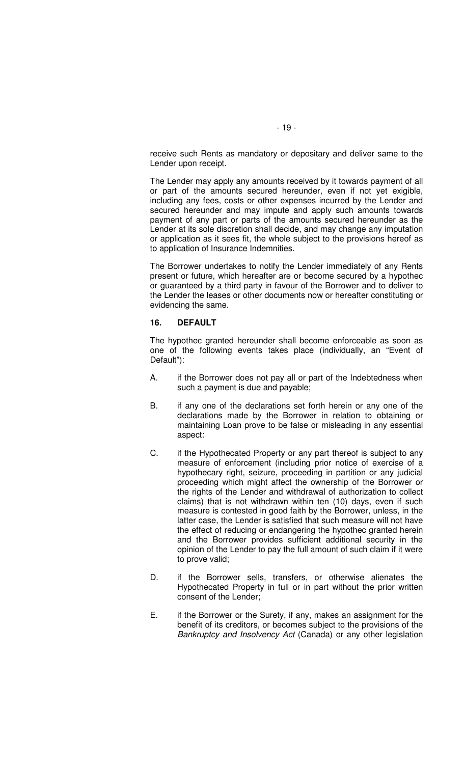receive such Rents as mandatory or depositary and deliver same to the Lender upon receipt.

The Lender may apply any amounts received by it towards payment of all or part of the amounts secured hereunder, even if not yet exigible, including any fees, costs or other expenses incurred by the Lender and secured hereunder and may impute and apply such amounts towards payment of any part or parts of the amounts secured hereunder as the Lender at its sole discretion shall decide, and may change any imputation or application as it sees fit, the whole subject to the provisions hereof as to application of Insurance Indemnities.

The Borrower undertakes to notify the Lender immediately of any Rents present or future, which hereafter are or become secured by a hypothec or guaranteed by a third party in favour of the Borrower and to deliver to the Lender the leases or other documents now or hereafter constituting or evidencing the same.

## 16. DEFAULT

The hypothec granted hereunder shall become enforceable as soon as one of the following events takes place (individually, an "Event of Default"):

A. if the Borrower does not pay all or part of the Indebtedness when such a payment is due and payable;

B. if any one of the declarations set forth herein or any one of the declarations made by the Borrower in relation to obtaining or maintaining Loan prove to be false or misleading in any essential aspect:

C. if the Hypothecated Property or any part thereof is subject to any measure of enforcement (including prior notice of exercise of a hypothecary right, seizure, proceeding in partition or any judicial proceeding which might affect the ownership of the Borrower or the rights of the Lender and withdrawal of authorization to collect claims) that is not withdrawn within ten (10) days, even if such measure is contested in good faith by the Borrower, unless, in the latter case, the Lender is satisfied that such measure will not have the effect of reducing or endangering the hypothec granted herein and the Borrower provides sufficient additional security in the opinion of the Lender to pay the full amount of such claim if it were to prove valid;

D. if the Borrower sells, transfers, or otherwise alienates the Hypothecated Property in full or in part without the prior written consent of the Lender;

E. if the Borrower or the Surety, if any, makes an assignment for the benefit of its creditors, or becomes subject to the provisions of the *Bankruptcy and Insolvency Act* (Canada) or any other legislation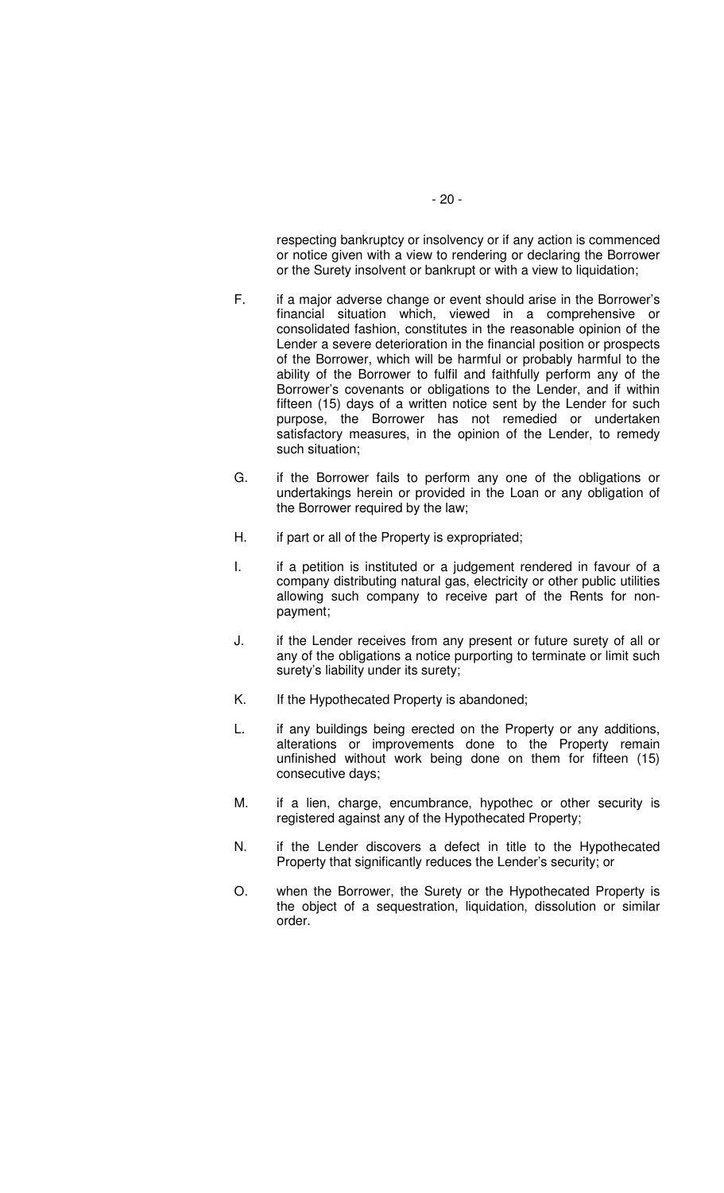respecting bankruptcy or insolvency or if any action is commenced or notice given with a view to rendering or declaring the Borrower or the Surety insolvent or bankrupt or with a view to liquidation;

F. if a major adverse change or event should arise in the Borrower's financial situation which, viewed in a comprehensive or consolidated fashion, constitutes in the reasonable opinion of the Lender a severe deterioration in the financial position or prospects of the Borrower, which will be harmful or probably harmful to the ability of the Borrower to fulfil and faithfully perform any of the Borrower's covenants or obligations to the Lender, and if within fifteen (15) days of a written notice sent by the Lender for such purpose, the Borrower has not remedied or undertaken satisfactory measures, in the opinion of the Lender, to remedy such situation;

G. if the Borrower fails to perform any one of the obligations or undertakings herein or provided in the Loan or any obligation of the Borrower required by the law;

H. if part or all of the Property is expropriated;

I. if a petition is instituted or a judgement rendered in favour of a company distributing natural gas, electricity or other public utilities allowing such company to receive part of the Rents for non-payment;

J. if the Lender receives from any present or future surety of all or any of the obligations a notice purporting to terminate or limit such surety's liability under its surety;

K. If the Hypothecated Property is abandoned;

L. if any buildings being erected on the Property or any additions, alterations or improvements done to the Property remain unfinished without work being done on them for fifteen (15) consecutive days;

M. if a lien, charge, encumbrance, hypothec or other security is registered against any of the Hypothecated Property;

N. if the Lender discovers a defect in title to the Hypothecated Property that significantly reduces the Lender's security; or

O. when the Borrower, the Surety or the Hypothecated Property is the object of a sequestration, liquidation, dissolution or similar order.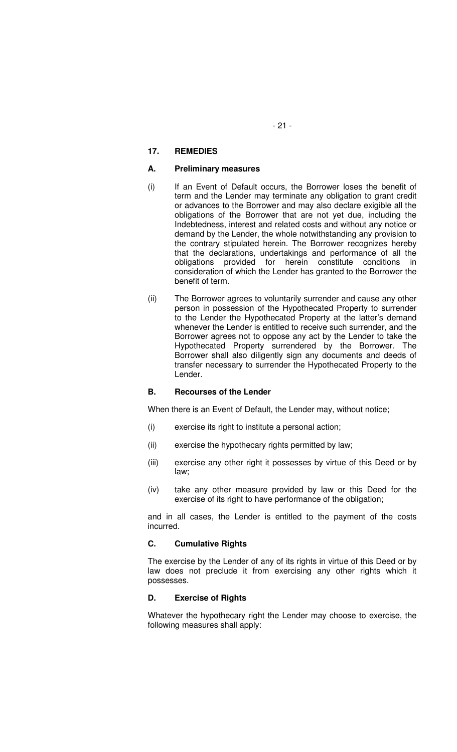## 17. REMEDIES

### A. Preliminary measures

(i) If an Event of Default occurs, the Borrower loses the benefit of term and the Lender may terminate any obligation to grant credit or advances to the Borrower and may also declare exigible all the obligations of the Borrower that are not yet due, including the Indebtedness, interest and related costs and without any notice or demand by the Lender, the whole notwithstanding any provision to the contrary stipulated herein. The Borrower recognizes hereby that the declarations, undertakings and performance of all the obligations provided for herein constitute conditions in consideration of which the Lender has granted to the Borrower the benefit of term.

(ii) The Borrower agrees to voluntarily surrender and cause any other person in possession of the Hypothecated Property to surrender to the Lender the Hypothecated Property at the latter's demand whenever the Lender is entitled to receive such surrender, and the Borrower agrees not to oppose any act by the Lender to take the Hypothecated Property surrendered by the Borrower. The Borrower shall also diligently sign any documents and deeds of transfer necessary to surrender the Hypothecated Property to the Lender.

### B. Recourses of the Lender

When there is an Event of Default, the Lender may, without notice;

(i) exercise its right to institute a personal action;

(ii) exercise the hypothecary rights permitted by law;

(iii) exercise any other right it possesses by virtue of this Deed or by law;

(iv) take any other measure provided by law or this Deed for the exercise of its right to have performance of the obligation;

and in all cases, the Lender is entitled to the payment of the costs incurred.

### C. Cumulative Rights

The exercise by the Lender of any of its rights in virtue of this Deed or by law does not preclude it from exercising any other rights which it possesses.

### D. Exercise of Rights

Whatever the hypothecary right the Lender may choose to exercise, the following measures shall apply: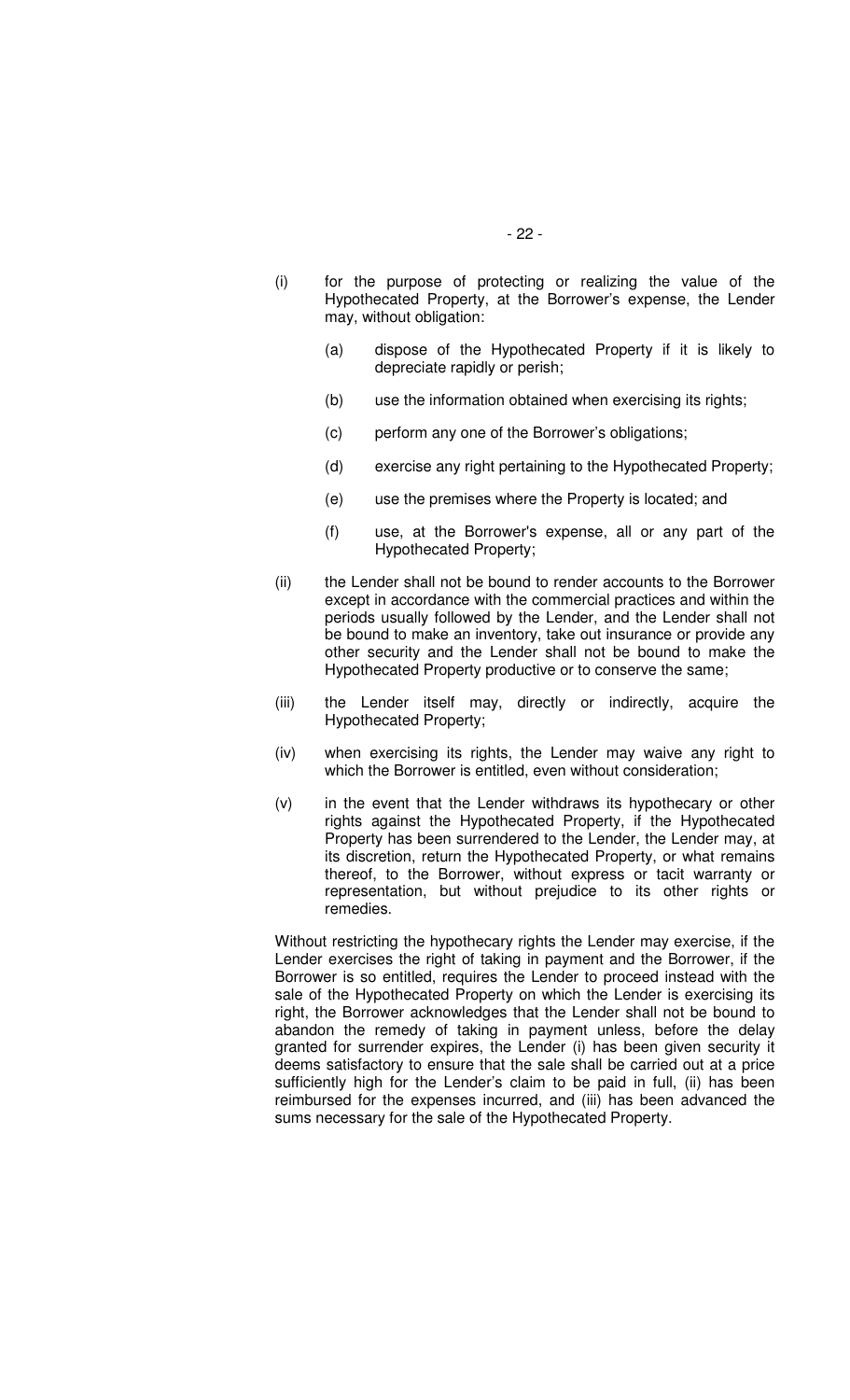(i) for the purpose of protecting or realizing the value of the Hypothecated Property, at the Borrower's expense, the Lender may, without obligation:

   (a) dispose of the Hypothecated Property if it is likely to depreciate rapidly or perish;

   (b) use the information obtained when exercising its rights;

   (c) perform any one of the Borrower's obligations;

   (d) exercise any right pertaining to the Hypothecated Property;

   (e) use the premises where the Property is located; and

   (f) use, at the Borrower's expense, all or any part of the Hypothecated Property;

(ii) the Lender shall not be bound to render accounts to the Borrower except in accordance with the commercial practices and within the periods usually followed by the Lender, and the Lender shall not be bound to make an inventory, take out insurance or provide any other security and the Lender shall not be bound to make the Hypothecated Property productive or to conserve the same;

(iii) the Lender itself may, directly or indirectly, acquire the Hypothecated Property;

(iv) when exercising its rights, the Lender may waive any right to which the Borrower is entitled, even without consideration;

(v) in the event that the Lender withdraws its hypothecary or other rights against the Hypothecated Property, if the Hypothecated Property has been surrendered to the Lender, the Lender may, at its discretion, return the Hypothecated Property, or what remains thereof, to the Borrower, without express or tacit warranty or representation, but without prejudice to its other rights or remedies.

Without restricting the hypothecary rights the Lender may exercise, if the Lender exercises the right of taking in payment and the Borrower, if the Borrower is so entitled, requires the Lender to proceed instead with the sale of the Hypothecated Property on which the Lender is exercising its right, the Borrower acknowledges that the Lender shall not be bound to abandon the remedy of taking in payment unless, before the delay granted for surrender expires, the Lender (i) has been given security it deems satisfactory to ensure that the sale shall be carried out at a price sufficiently high for the Lender's claim to be paid in full, (ii) has been reimbursed for the expenses incurred, and (iii) has been advanced the sums necessary for the sale of the Hypothecated Property.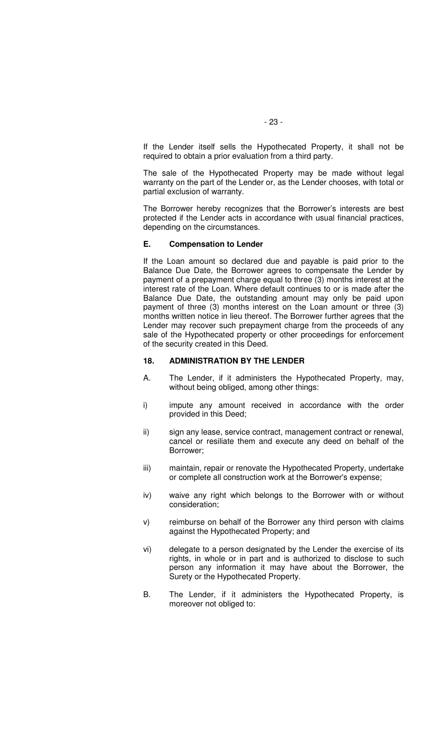If the Lender itself sells the Hypothecated Property, it shall not be required to obtain a prior evaluation from a third party.

The sale of the Hypothecated Property may be made without legal warranty on the part of the Lender or, as the Lender chooses, with total or partial exclusion of warranty.

The Borrower hereby recognizes that the Borrower's interests are best protected if the Lender acts in accordance with usual financial practices, depending on the circumstances.

### E. Compensation to Lender

If the Loan amount so declared due and payable is paid prior to the Balance Due Date, the Borrower agrees to compensate the Lender by payment of a prepayment charge equal to three (3) months interest at the interest rate of the Loan. Where default continues to or is made after the Balance Due Date, the outstanding amount may only be paid upon payment of three (3) months interest on the Loan amount or three (3) months written notice in lieu thereof. The Borrower further agrees that the Lender may recover such prepayment charge from the proceeds of any sale of the Hypothecated property or other proceedings for enforcement of the security created in this Deed.

## 18. ADMINISTRATION BY THE LENDER

A. The Lender, if it administers the Hypothecated Property, may, without being obliged, among other things:

i) impute any amount received in accordance with the order provided in this Deed;

ii) sign any lease, service contract, management contract or renewal, cancel or resiliate them and execute any deed on behalf of the Borrower;

iii) maintain, repair or renovate the Hypothecated Property, undertake or complete all construction work at the Borrower's expense;

iv) waive any right which belongs to the Borrower with or without consideration;

v) reimburse on behalf of the Borrower any third person with claims against the Hypothecated Property; and

vi) delegate to a person designated by the Lender the exercise of its rights, in whole or in part and is authorized to disclose to such person any information it may have about the Borrower, the Surety or the Hypothecated Property.

B. The Lender, if it administers the Hypothecated Property, is moreover not obliged to: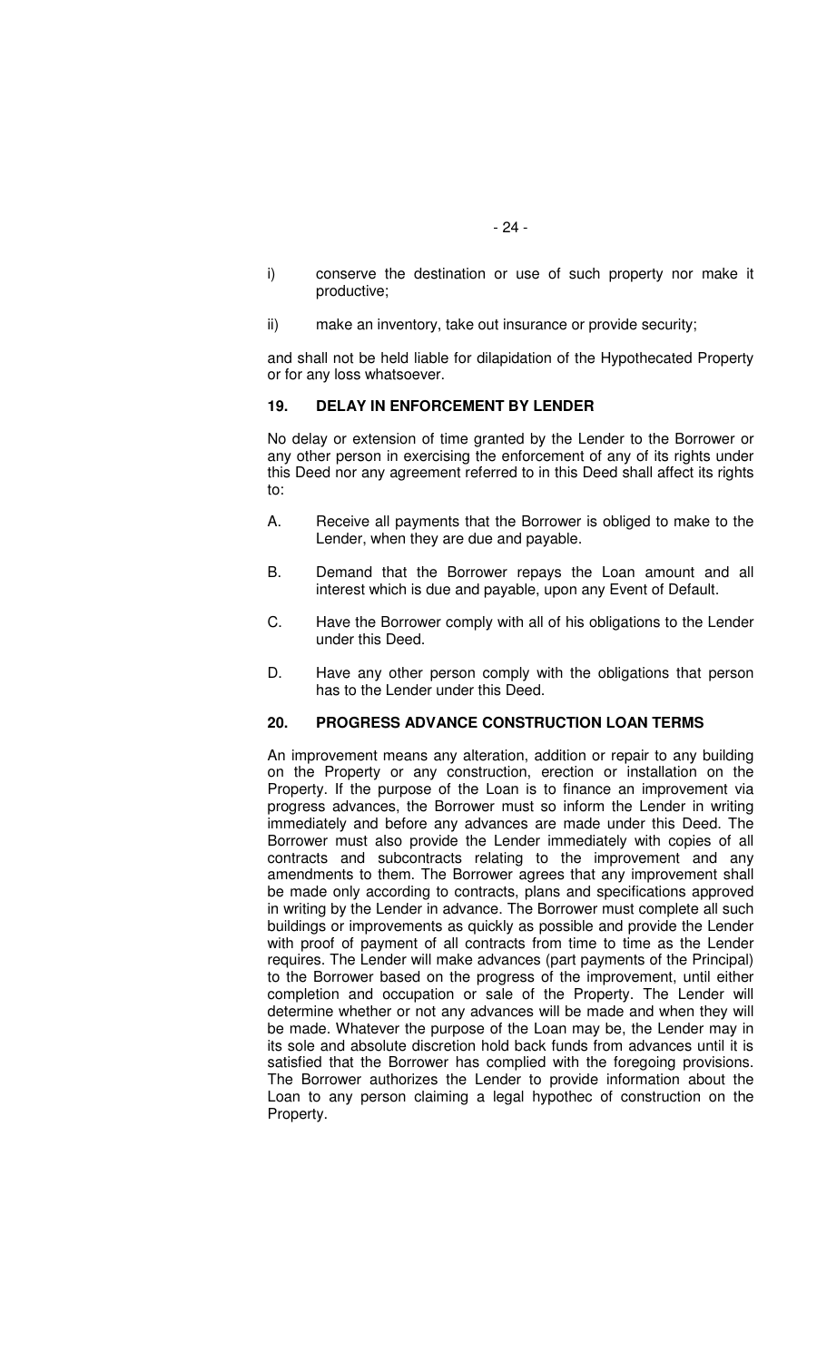i) conserve the destination or use of such property nor make it productive;

ii) make an inventory, take out insurance or provide security;

and shall not be held liable for dilapidation of the Hypothecated Property or for any loss whatsoever.

## 19. DELAY IN ENFORCEMENT BY LENDER

No delay or extension of time granted by the Lender to the Borrower or any other person in exercising the enforcement of any of its rights under this Deed nor any agreement referred to in this Deed shall affect its rights to:

A. Receive all payments that the Borrower is obliged to make to the Lender, when they are due and payable.

B. Demand that the Borrower repays the Loan amount and all interest which is due and payable, upon any Event of Default.

C. Have the Borrower comply with all of his obligations to the Lender under this Deed.

D. Have any other person comply with the obligations that person has to the Lender under this Deed.

## 20. PROGRESS ADVANCE CONSTRUCTION LOAN TERMS

An improvement means any alteration, addition or repair to any building on the Property or any construction, erection or installation on the Property. If the purpose of the Loan is to finance an improvement via progress advances, the Borrower must so inform the Lender in writing immediately and before any advances are made under this Deed. The Borrower must also provide the Lender immediately with copies of all contracts and subcontracts relating to the improvement and any amendments to them. The Borrower agrees that any improvement shall be made only according to contracts, plans and specifications approved in writing by the Lender in advance. The Borrower must complete all such buildings or improvements as quickly as possible and provide the Lender with proof of payment of all contracts from time to time as the Lender requires. The Lender will make advances (part payments of the Principal) to the Borrower based on the progress of the improvement, until either completion and occupation or sale of the Property. The Lender will determine whether or not any advances will be made and when they will be made. Whatever the purpose of the Loan may be, the Lender may in its sole and absolute discretion hold back funds from advances until it is satisfied that the Borrower has complied with the foregoing provisions. The Borrower authorizes the Lender to provide information about the Loan to any person claiming a legal hypothec of construction on the Property.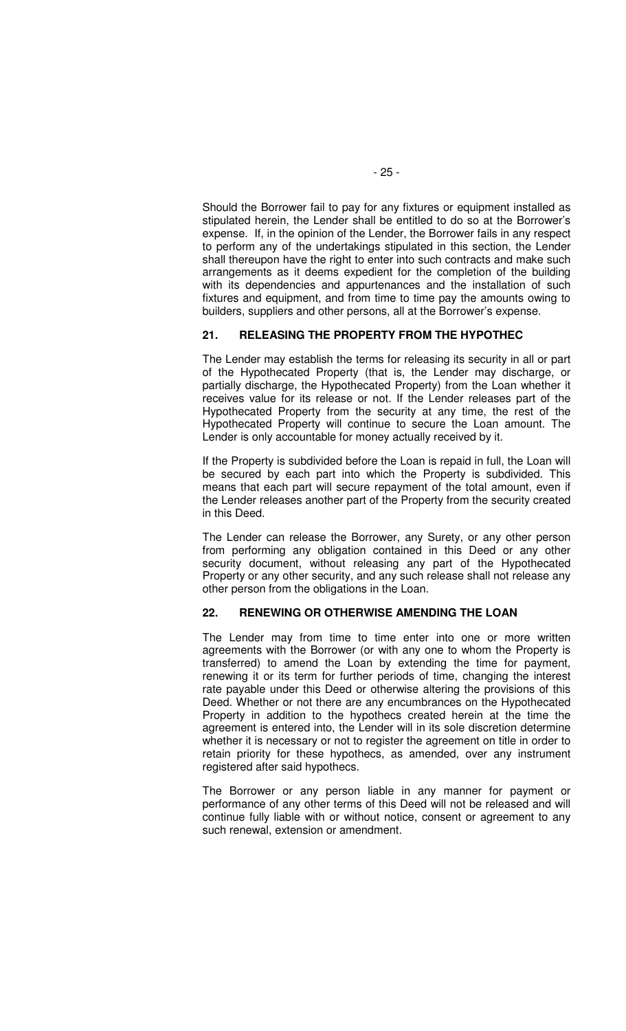Should the Borrower fail to pay for any fixtures or equipment installed as stipulated herein, the Lender shall be entitled to do so at the Borrower's expense. If, in the opinion of the Lender, the Borrower fails in any respect to perform any of the undertakings stipulated in this section, the Lender shall thereupon have the right to enter into such contracts and make such arrangements as it deems expedient for the completion of the building with its dependencies and appurtenances and the installation of such fixtures and equipment, and from time to time pay the amounts owing to builders, suppliers and other persons, all at the Borrower's expense.

## 21. RELEASING THE PROPERTY FROM THE HYPOTHEC

The Lender may establish the terms for releasing its security in all or part of the Hypothecated Property (that is, the Lender may discharge, or partially discharge, the Hypothecated Property) from the Loan whether it receives value for its release or not. If the Lender releases part of the Hypothecated Property from the security at any time, the rest of the Hypothecated Property will continue to secure the Loan amount. The Lender is only accountable for money actually received by it.

If the Property is subdivided before the Loan is repaid in full, the Loan will be secured by each part into which the Property is subdivided. This means that each part will secure repayment of the total amount, even if the Lender releases another part of the Property from the security created in this Deed.

The Lender can release the Borrower, any Surety, or any other person from performing any obligation contained in this Deed or any other security document, without releasing any part of the Hypothecated Property or any other security, and any such release shall not release any other person from the obligations in the Loan.

## 22. RENEWING OR OTHERWISE AMENDING THE LOAN

The Lender may from time to time enter into one or more written agreements with the Borrower (or with any one to whom the Property is transferred) to amend the Loan by extending the time for payment, renewing it or its term for further periods of time, changing the interest rate payable under this Deed or otherwise altering the provisions of this Deed. Whether or not there are any encumbrances on the Hypothecated Property in addition to the hypothecs created herein at the time the agreement is entered into, the Lender will in its sole discretion determine whether it is necessary or not to register the agreement on title in order to retain priority for these hypothecs, as amended, over any instrument registered after said hypothecs.

The Borrower or any person liable in any manner for payment or performance of any other terms of this Deed will not be released and will continue fully liable with or without notice, consent or agreement to any such renewal, extension or amendment.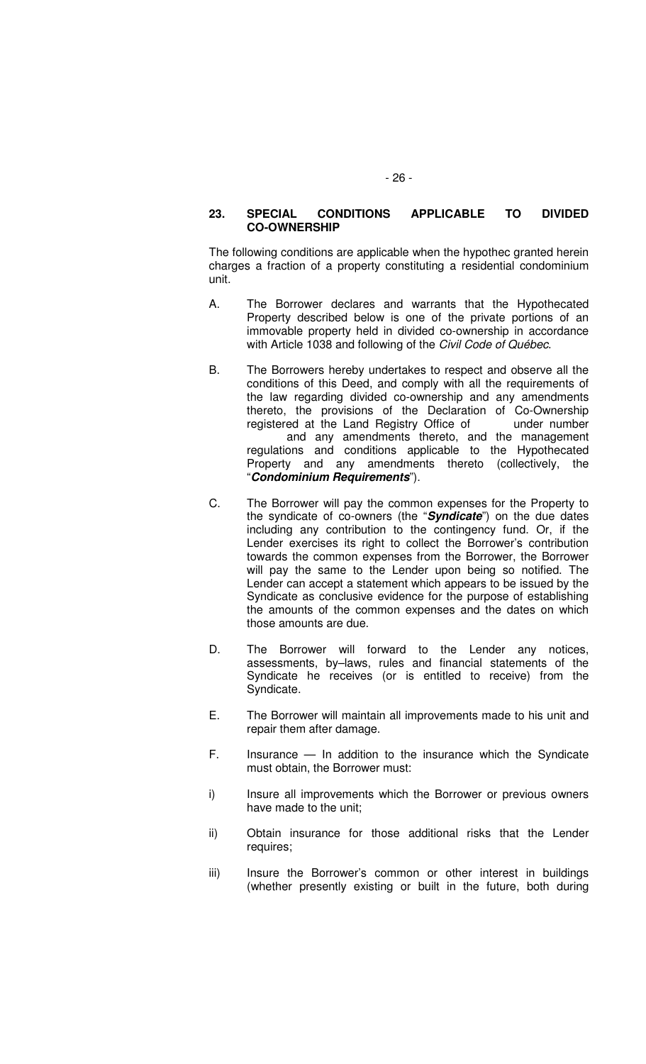## 23. SPECIAL CONDITIONS APPLICABLE TO DIVIDED CO-OWNERSHIP

The following conditions are applicable when the hypothec granted herein charges a fraction of a property constituting a residential condominium unit.

A. The Borrower declares and warrants that the Hypothecated Property described below is one of the private portions of an immovable property held in divided co-ownership in accordance with Article 1038 and following of the *Civil Code of Québec*.

B. The Borrowers hereby undertakes to respect and observe all the conditions of this Deed, and comply with all the requirements of the law regarding divided co-ownership and any amendments thereto, the provisions of the Declaration of Co-Ownership registered at the Land Registry Office of under number and any amendments thereto, and the management regulations and conditions applicable to the Hypothecated Property and any amendments thereto (collectively, the "***Condominium Requirements***").

C. The Borrower will pay the common expenses for the Property to the syndicate of co-owners (the "***Syndicate***") on the due dates including any contribution to the contingency fund. Or, if the Lender exercises its right to collect the Borrower's contribution towards the common expenses from the Borrower, the Borrower will pay the same to the Lender upon being so notified. The Lender can accept a statement which appears to be issued by the Syndicate as conclusive evidence for the purpose of establishing the amounts of the common expenses and the dates on which those amounts are due.

D. The Borrower will forward to the Lender any notices, assessments, by–laws, rules and financial statements of the Syndicate he receives (or is entitled to receive) from the Syndicate.

E. The Borrower will maintain all improvements made to his unit and repair them after damage.

F. Insurance — In addition to the insurance which the Syndicate must obtain, the Borrower must:

i) Insure all improvements which the Borrower or previous owners have made to the unit;

ii) Obtain insurance for those additional risks that the Lender requires;

iii) Insure the Borrower's common or other interest in buildings (whether presently existing or built in the future, both during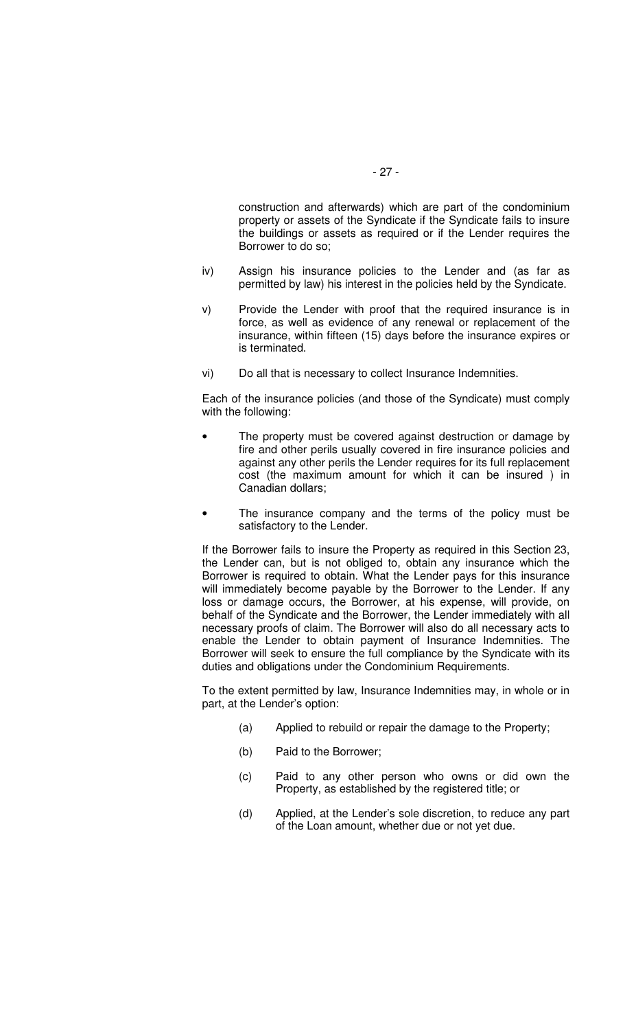construction and afterwards) which are part of the condominium property or assets of the Syndicate if the Syndicate fails to insure the buildings or assets as required or if the Lender requires the Borrower to do so;

iv) Assign his insurance policies to the Lender and (as far as permitted by law) his interest in the policies held by the Syndicate.

v) Provide the Lender with proof that the required insurance is in force, as well as evidence of any renewal or replacement of the insurance, within fifteen (15) days before the insurance expires or is terminated.

vi) Do all that is necessary to collect Insurance Indemnities.

Each of the insurance policies (and those of the Syndicate) must comply with the following:

- The property must be covered against destruction or damage by fire and other perils usually covered in fire insurance policies and against any other perils the Lender requires for its full replacement cost (the maximum amount for which it can be insured ) in Canadian dollars;
- The insurance company and the terms of the policy must be satisfactory to the Lender.

If the Borrower fails to insure the Property as required in this Section 23, the Lender can, but is not obliged to, obtain any insurance which the Borrower is required to obtain. What the Lender pays for this insurance will immediately become payable by the Borrower to the Lender. If any loss or damage occurs, the Borrower, at his expense, will provide, on behalf of the Syndicate and the Borrower, the Lender immediately with all necessary proofs of claim. The Borrower will also do all necessary acts to enable the Lender to obtain payment of Insurance Indemnities. The Borrower will seek to ensure the full compliance by the Syndicate with its duties and obligations under the Condominium Requirements.

To the extent permitted by law, Insurance Indemnities may, in whole or in part, at the Lender's option:

(a) Applied to rebuild or repair the damage to the Property;

(b) Paid to the Borrower;

(c) Paid to any other person who owns or did own the Property, as established by the registered title; or

(d) Applied, at the Lender's sole discretion, to reduce any part of the Loan amount, whether due or not yet due.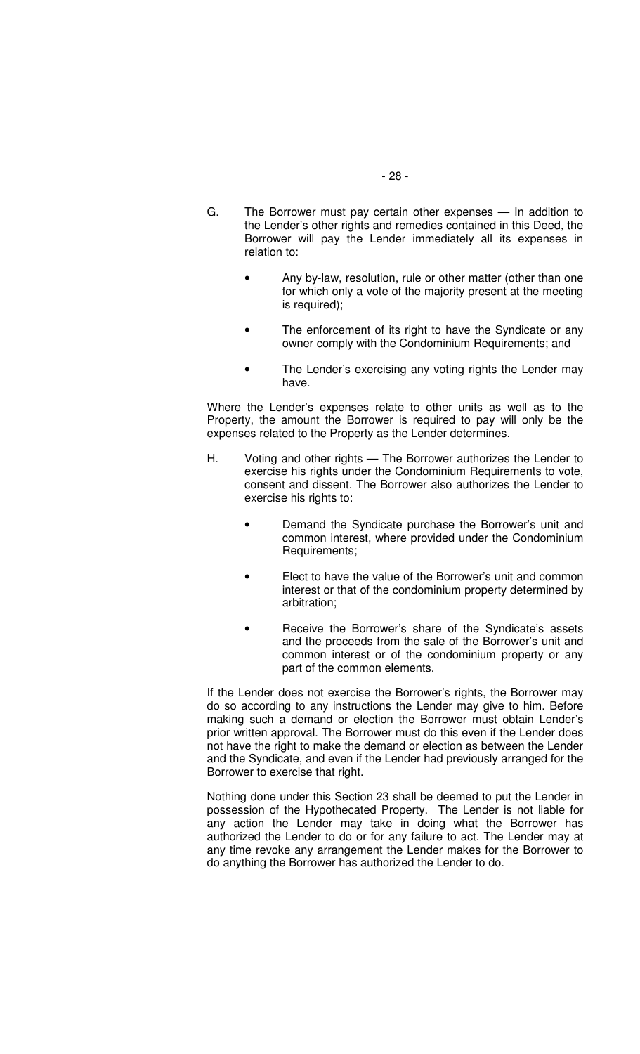G. The Borrower must pay certain other expenses — In addition to the Lender's other rights and remedies contained in this Deed, the Borrower will pay the Lender immediately all its expenses in relation to:

- Any by-law, resolution, rule or other matter (other than one for which only a vote of the majority present at the meeting is required);
- The enforcement of its right to have the Syndicate or any owner comply with the Condominium Requirements; and
- The Lender's exercising any voting rights the Lender may have.

Where the Lender's expenses relate to other units as well as to the Property, the amount the Borrower is required to pay will only be the expenses related to the Property as the Lender determines.

H. Voting and other rights — The Borrower authorizes the Lender to exercise his rights under the Condominium Requirements to vote, consent and dissent. The Borrower also authorizes the Lender to exercise his rights to:

- Demand the Syndicate purchase the Borrower's unit and common interest, where provided under the Condominium Requirements;
- Elect to have the value of the Borrower's unit and common interest or that of the condominium property determined by arbitration;
- Receive the Borrower's share of the Syndicate's assets and the proceeds from the sale of the Borrower's unit and common interest or of the condominium property or any part of the common elements.

If the Lender does not exercise the Borrower's rights, the Borrower may do so according to any instructions the Lender may give to him. Before making such a demand or election the Borrower must obtain Lender's prior written approval. The Borrower must do this even if the Lender does not have the right to make the demand or election as between the Lender and the Syndicate, and even if the Lender had previously arranged for the Borrower to exercise that right.

Nothing done under this Section 23 shall be deemed to put the Lender in possession of the Hypothecated Property. The Lender is not liable for any action the Lender may take in doing what the Borrower has authorized the Lender to do or for any failure to act. The Lender may at any time revoke any arrangement the Lender makes for the Borrower to do anything the Borrower has authorized the Lender to do.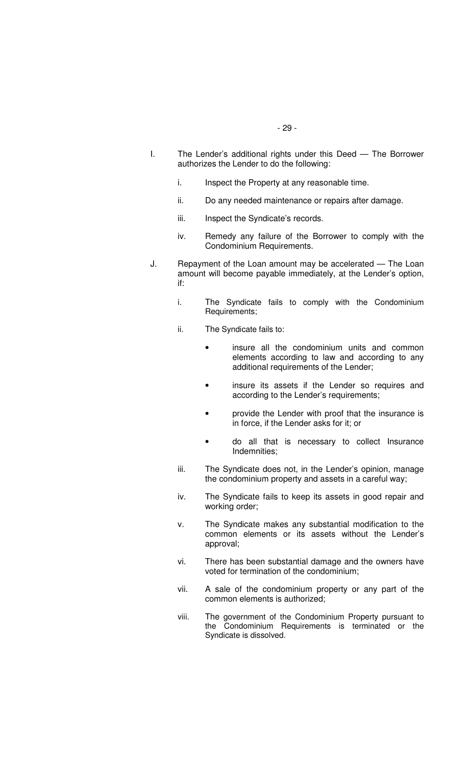I. The Lender's additional rights under this Deed — The Borrower authorizes the Lender to do the following:

   i. Inspect the Property at any reasonable time.

   ii. Do any needed maintenance or repairs after damage.

   iii. Inspect the Syndicate's records.

   iv. Remedy any failure of the Borrower to comply with the Condominium Requirements.

J. Repayment of the Loan amount may be accelerated — The Loan amount will become payable immediately, at the Lender's option, if:

   i. The Syndicate fails to comply with the Condominium Requirements;

   ii. The Syndicate fails to:

      - insure all the condominium units and common elements according to law and according to any additional requirements of the Lender;

      - insure its assets if the Lender so requires and according to the Lender's requirements;

      - provide the Lender with proof that the insurance is in force, if the Lender asks for it; or

      - do all that is necessary to collect Insurance Indemnities;

   iii. The Syndicate does not, in the Lender's opinion, manage the condominium property and assets in a careful way;

   iv. The Syndicate fails to keep its assets in good repair and working order;

   v. The Syndicate makes any substantial modification to the common elements or its assets without the Lender's approval;

   vi. There has been substantial damage and the owners have voted for termination of the condominium;

   vii. A sale of the condominium property or any part of the common elements is authorized;

   viii. The government of the Condominium Property pursuant to the Condominium Requirements is terminated or the Syndicate is dissolved.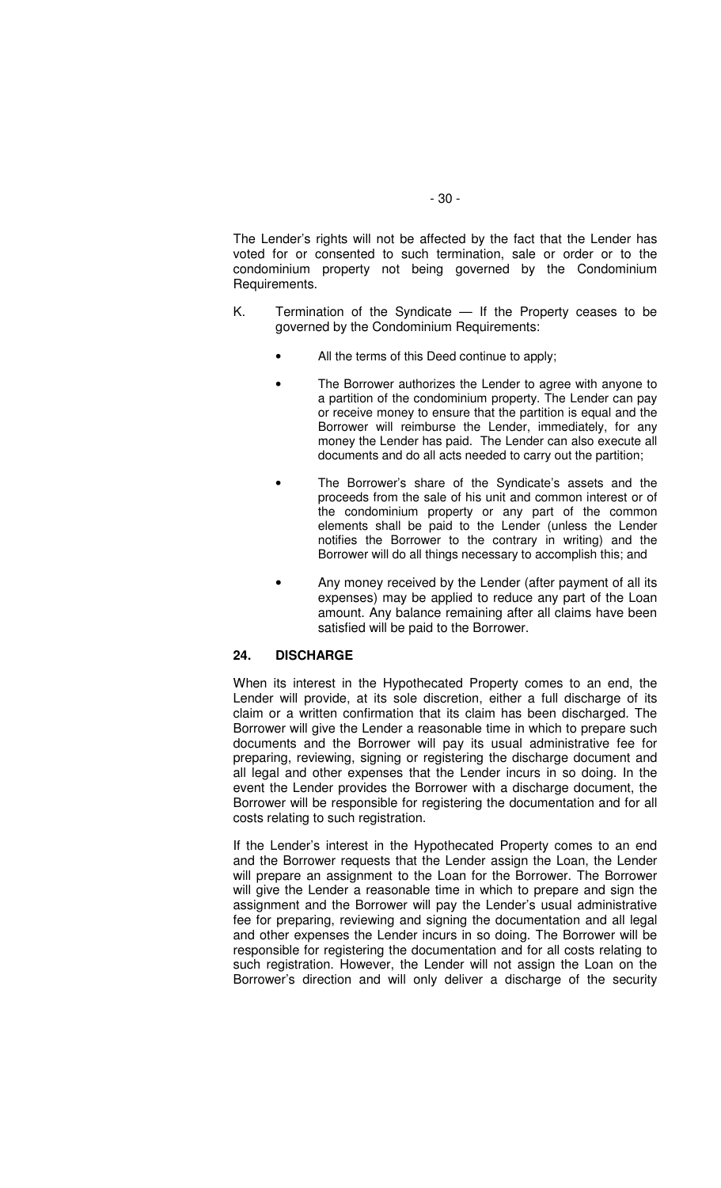The Lender's rights will not be affected by the fact that the Lender has voted for or consented to such termination, sale or order or to the condominium property not being governed by the Condominium Requirements.

K. Termination of the Syndicate — If the Property ceases to be governed by the Condominium Requirements:

- All the terms of this Deed continue to apply;
- The Borrower authorizes the Lender to agree with anyone to a partition of the condominium property. The Lender can pay or receive money to ensure that the partition is equal and the Borrower will reimburse the Lender, immediately, for any money the Lender has paid. The Lender can also execute all documents and do all acts needed to carry out the partition;
- The Borrower's share of the Syndicate's assets and the proceeds from the sale of his unit and common interest or of the condominium property or any part of the common elements shall be paid to the Lender (unless the Lender notifies the Borrower to the contrary in writing) and the Borrower will do all things necessary to accomplish this; and
- Any money received by the Lender (after payment of all its expenses) may be applied to reduce any part of the Loan amount. Any balance remaining after all claims have been satisfied will be paid to the Borrower.

## 24. DISCHARGE

When its interest in the Hypothecated Property comes to an end, the Lender will provide, at its sole discretion, either a full discharge of its claim or a written confirmation that its claim has been discharged. The Borrower will give the Lender a reasonable time in which to prepare such documents and the Borrower will pay its usual administrative fee for preparing, reviewing, signing or registering the discharge document and all legal and other expenses that the Lender incurs in so doing. In the event the Lender provides the Borrower with a discharge document, the Borrower will be responsible for registering the documentation and for all costs relating to such registration.

If the Lender's interest in the Hypothecated Property comes to an end and the Borrower requests that the Lender assign the Loan, the Lender will prepare an assignment to the Loan for the Borrower. The Borrower will give the Lender a reasonable time in which to prepare and sign the assignment and the Borrower will pay the Lender's usual administrative fee for preparing, reviewing and signing the documentation and all legal and other expenses the Lender incurs in so doing. The Borrower will be responsible for registering the documentation and for all costs relating to such registration. However, the Lender will not assign the Loan on the Borrower's direction and will only deliver a discharge of the security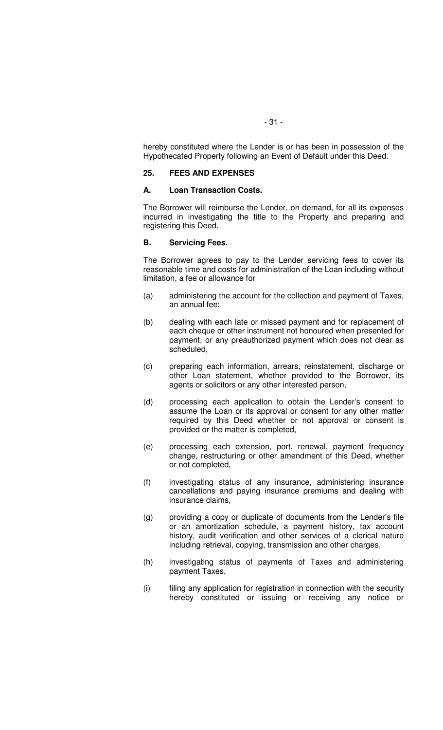hereby constituted where the Lender is or has been in possession of the Hypothecated Property following an Event of Default under this Deed.

## 25. FEES AND EXPENSES

### A. Loan Transaction Costs.

The Borrower will reimburse the Lender, on demand, for all its expenses incurred in investigating the title to the Property and preparing and registering this Deed.

### B. Servicing Fees.

The Borrower agrees to pay to the Lender servicing fees to cover its reasonable time and costs for administration of the Loan including without limitation, a fee or allowance for

(a) administering the account for the collection and payment of Taxes, an annual fee;

(b) dealing with each late or missed payment and for replacement of each cheque or other instrument not honoured when presented for payment, or any preauthorized payment which does not clear as scheduled,

(c) preparing each information, arrears, reinstatement, discharge or other Loan statement, whether provided to the Borrower, its agents or solicitors or any other interested person,

(d) processing each application to obtain the Lender's consent to assume the Loan or its approval or consent for any other matter required by this Deed whether or not approval or consent is provided or the matter is completed,

(e) processing each extension, port, renewal, payment frequency change, restructuring or other amendment of this Deed, whether or not completed,

(f) investigating status of any insurance, administering insurance cancellations and paying insurance premiums and dealing with insurance claims,

(g) providing a copy or duplicate of documents from the Lender's file or an amortization schedule, a payment history, tax account history, audit verification and other services of a clerical nature including retrieval, copying, transmission and other charges,

(h) investigating status of payments of Taxes and administering payment Taxes,

(i) filing any application for registration in connection with the security hereby constituted or issuing or receiving any notice or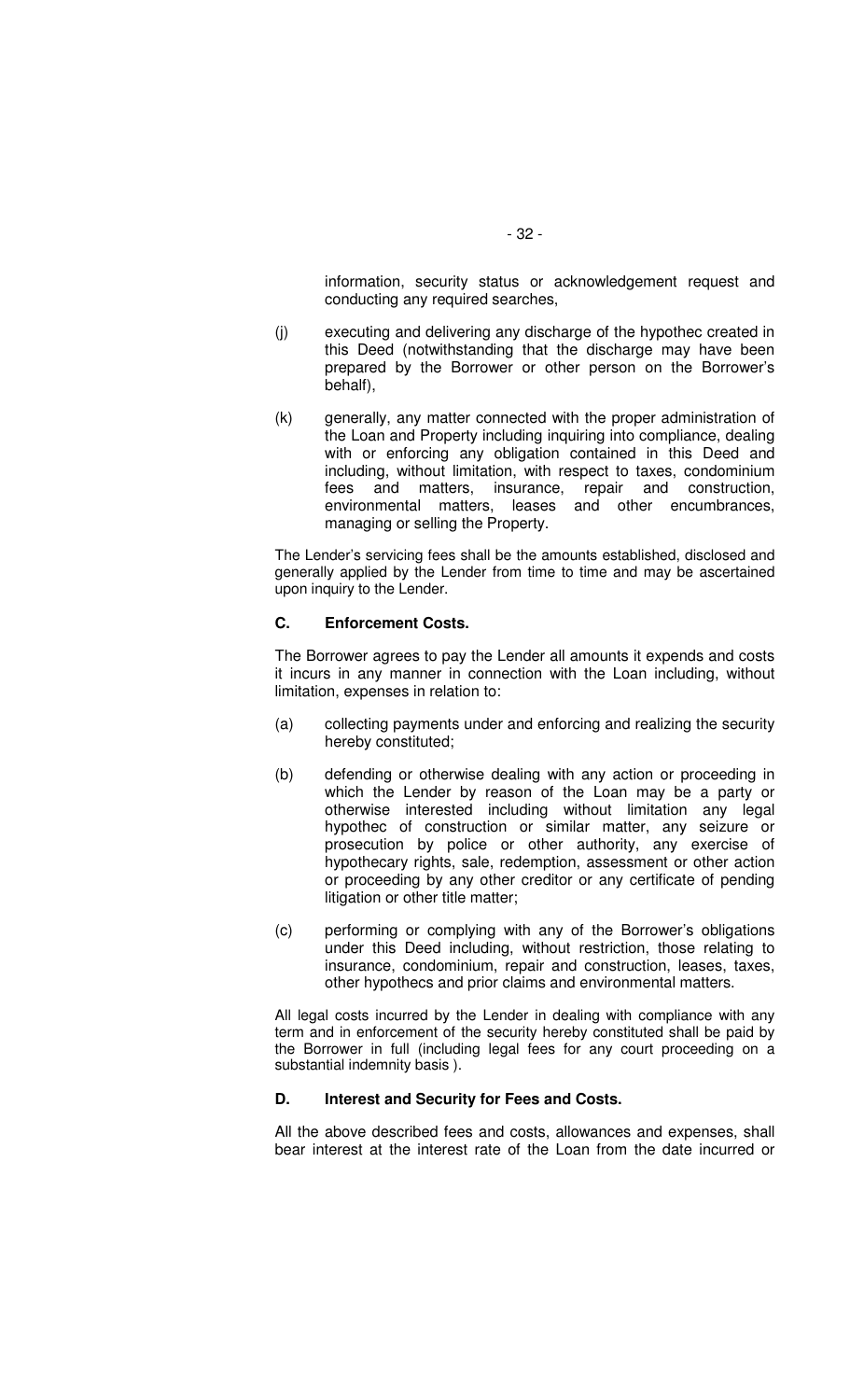information, security status or acknowledgement request and conducting any required searches,

(j) executing and delivering any discharge of the hypothec created in this Deed (notwithstanding that the discharge may have been prepared by the Borrower or other person on the Borrower's behalf),

(k) generally, any matter connected with the proper administration of the Loan and Property including inquiring into compliance, dealing with or enforcing any obligation contained in this Deed and including, without limitation, with respect to taxes, condominium fees and matters, insurance, repair and construction, environmental matters, leases and other encumbrances, managing or selling the Property.

The Lender's servicing fees shall be the amounts established, disclosed and generally applied by the Lender from time to time and may be ascertained upon inquiry to the Lender.

### C. Enforcement Costs.

The Borrower agrees to pay the Lender all amounts it expends and costs it incurs in any manner in connection with the Loan including, without limitation, expenses in relation to:

(a) collecting payments under and enforcing and realizing the security hereby constituted;

(b) defending or otherwise dealing with any action or proceeding in which the Lender by reason of the Loan may be a party or otherwise interested including without limitation any legal hypothec of construction or similar matter, any seizure or prosecution by police or other authority, any exercise of hypothecary rights, sale, redemption, assessment or other action or proceeding by any other creditor or any certificate of pending litigation or other title matter;

(c) performing or complying with any of the Borrower's obligations under this Deed including, without restriction, those relating to insurance, condominium, repair and construction, leases, taxes, other hypothecs and prior claims and environmental matters.

All legal costs incurred by the Lender in dealing with compliance with any term and in enforcement of the security hereby constituted shall be paid by the Borrower in full (including legal fees for any court proceeding on a substantial indemnity basis ).

### D. Interest and Security for Fees and Costs.

All the above described fees and costs, allowances and expenses, shall bear interest at the interest rate of the Loan from the date incurred or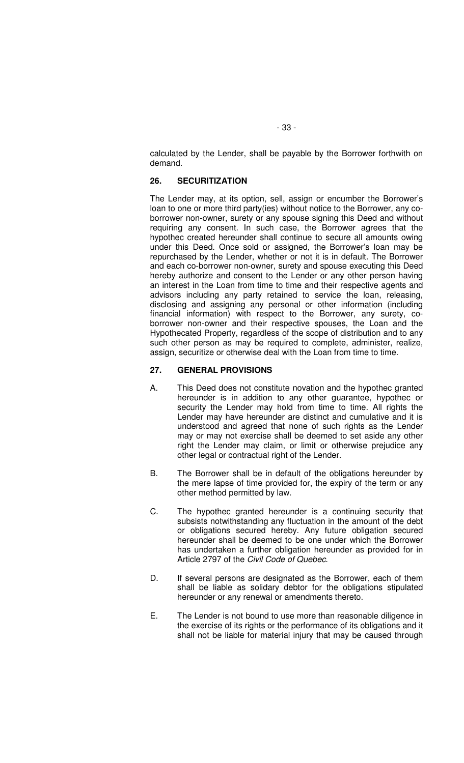calculated by the Lender, shall be payable by the Borrower forthwith on demand.

### 26. SECURITIZATION

The Lender may, at its option, sell, assign or encumber the Borrower's loan to one or more third party(ies) without notice to the Borrower, any co-borrower non-owner, surety or any spouse signing this Deed and without requiring any consent. In such case, the Borrower agrees that the hypothec created hereunder shall continue to secure all amounts owing under this Deed. Once sold or assigned, the Borrower's loan may be repurchased by the Lender, whether or not it is in default. The Borrower and each co-borrower non-owner, surety and spouse executing this Deed hereby authorize and consent to the Lender or any other person having an interest in the Loan from time to time and their respective agents and advisors including any party retained to service the loan, releasing, disclosing and assigning any personal or other information (including financial information) with respect to the Borrower, any surety, co-borrower non-owner and their respective spouses, the Loan and the Hypothecated Property, regardless of the scope of distribution and to any such other person as may be required to complete, administer, realize, assign, securitize or otherwise deal with the Loan from time to time.

### 27. GENERAL PROVISIONS

A. This Deed does not constitute novation and the hypothec granted hereunder is in addition to any other guarantee, hypothec or security the Lender may hold from time to time. All rights the Lender may have hereunder are distinct and cumulative and it is understood and agreed that none of such rights as the Lender may or may not exercise shall be deemed to set aside any other right the Lender may claim, or limit or otherwise prejudice any other legal or contractual right of the Lender.

B. The Borrower shall be in default of the obligations hereunder by the mere lapse of time provided for, the expiry of the term or any other method permitted by law.

C. The hypothec granted hereunder is a continuing security that subsists notwithstanding any fluctuation in the amount of the debt or obligations secured hereby. Any future obligation secured hereunder shall be deemed to be one under which the Borrower has undertaken a further obligation hereunder as provided for in Article 2797 of the *Civil Code of Quebec*.

D. If several persons are designated as the Borrower, each of them shall be liable as solidary debtor for the obligations stipulated hereunder or any renewal or amendments thereto.

E. The Lender is not bound to use more than reasonable diligence in the exercise of its rights or the performance of its obligations and it shall not be liable for material injury that may be caused through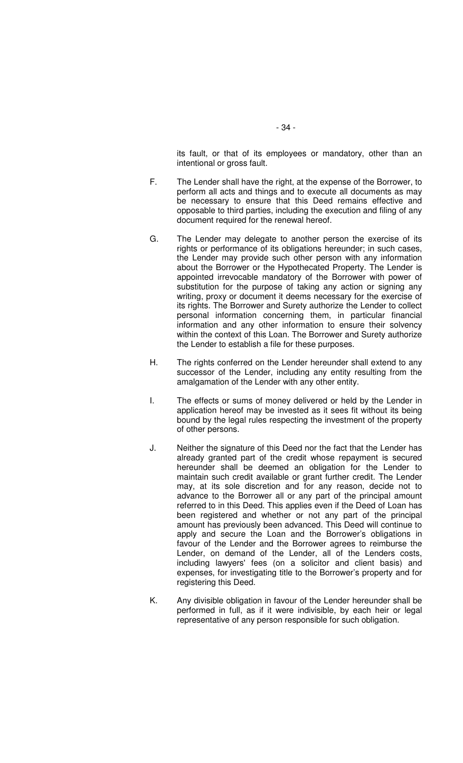its fault, or that of its employees or mandatory, other than an intentional or gross fault.

F. The Lender shall have the right, at the expense of the Borrower, to perform all acts and things and to execute all documents as may be necessary to ensure that this Deed remains effective and opposable to third parties, including the execution and filing of any document required for the renewal hereof.

G. The Lender may delegate to another person the exercise of its rights or performance of its obligations hereunder; in such cases, the Lender may provide such other person with any information about the Borrower or the Hypothecated Property. The Lender is appointed irrevocable mandatory of the Borrower with power of substitution for the purpose of taking any action or signing any writing, proxy or document it deems necessary for the exercise of its rights. The Borrower and Surety authorize the Lender to collect personal information concerning them, in particular financial information and any other information to ensure their solvency within the context of this Loan. The Borrower and Surety authorize the Lender to establish a file for these purposes.

H. The rights conferred on the Lender hereunder shall extend to any successor of the Lender, including any entity resulting from the amalgamation of the Lender with any other entity.

I. The effects or sums of money delivered or held by the Lender in application hereof may be invested as it sees fit without its being bound by the legal rules respecting the investment of the property of other persons.

J. Neither the signature of this Deed nor the fact that the Lender has already granted part of the credit whose repayment is secured hereunder shall be deemed an obligation for the Lender to maintain such credit available or grant further credit. The Lender may, at its sole discretion and for any reason, decide not to advance to the Borrower all or any part of the principal amount referred to in this Deed. This applies even if the Deed of Loan has been registered and whether or not any part of the principal amount has previously been advanced. This Deed will continue to apply and secure the Loan and the Borrower's obligations in favour of the Lender and the Borrower agrees to reimburse the Lender, on demand of the Lender, all of the Lenders costs, including lawyers' fees (on a solicitor and client basis) and expenses, for investigating title to the Borrower's property and for registering this Deed.

K. Any divisible obligation in favour of the Lender hereunder shall be performed in full, as if it were indivisible, by each heir or legal representative of any person responsible for such obligation.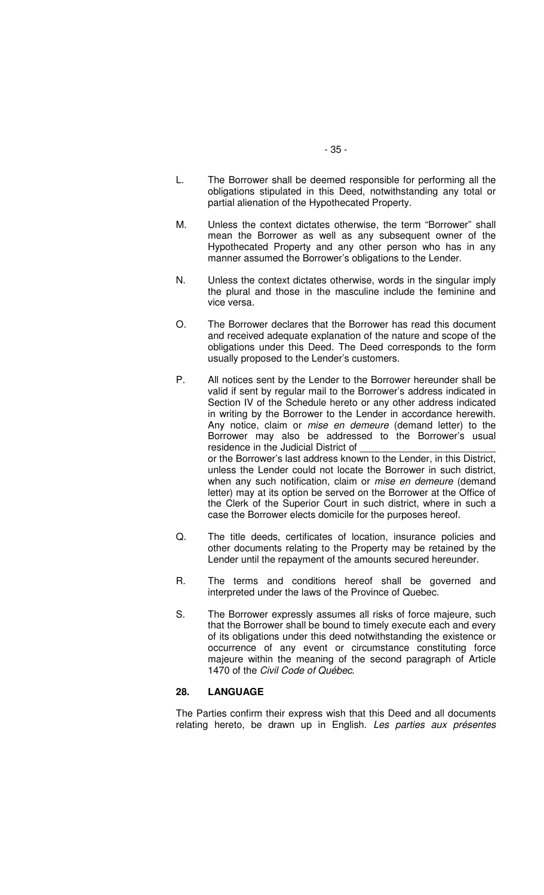L. The Borrower shall be deemed responsible for performing all the obligations stipulated in this Deed, notwithstanding any total or partial alienation of the Hypothecated Property.

M. Unless the context dictates otherwise, the term “Borrower” shall mean the Borrower as well as any subsequent owner of the Hypothecated Property and any other person who has in any manner assumed the Borrower’s obligations to the Lender.

N. Unless the context dictates otherwise, words in the singular imply the plural and those in the masculine include the feminine and vice versa.

O. The Borrower declares that the Borrower has read this document and received adequate explanation of the nature and scope of the obligations under this Deed. The Deed corresponds to the form usually proposed to the Lender’s customers.

P. All notices sent by the Lender to the Borrower hereunder shall be valid if sent by regular mail to the Borrower’s address indicated in Section IV of the Schedule hereto or any other address indicated in writing by the Borrower to the Lender in accordance herewith. Any notice, claim or *mise en demeure* (demand letter) to the Borrower may also be addressed to the Borrower’s usual residence in the Judicial District of _________________________ or the Borrower’s last address known to the Lender, in this District, unless the Lender could not locate the Borrower in such district, when any such notification, claim or *mise en demeure* (demand letter) may at its option be served on the Borrower at the Office of the Clerk of the Superior Court in such district, where in such a case the Borrower elects domicile for the purposes hereof.

Q. The title deeds, certificates of location, insurance policies and other documents relating to the Property may be retained by the Lender until the repayment of the amounts secured hereunder.

R. The terms and conditions hereof shall be governed and interpreted under the laws of the Province of Quebec.

S. The Borrower expressly assumes all risks of force majeure, such that the Borrower shall be bound to timely execute each and every of its obligations under this deed notwithstanding the existence or occurrence of any event or circumstance constituting force majeure within the meaning of the second paragraph of Article 1470 of the *Civil Code of Québec*.

## 28. LANGUAGE

The Parties confirm their express wish that this Deed and all documents relating hereto, be drawn up in English. *Les parties aux présentes*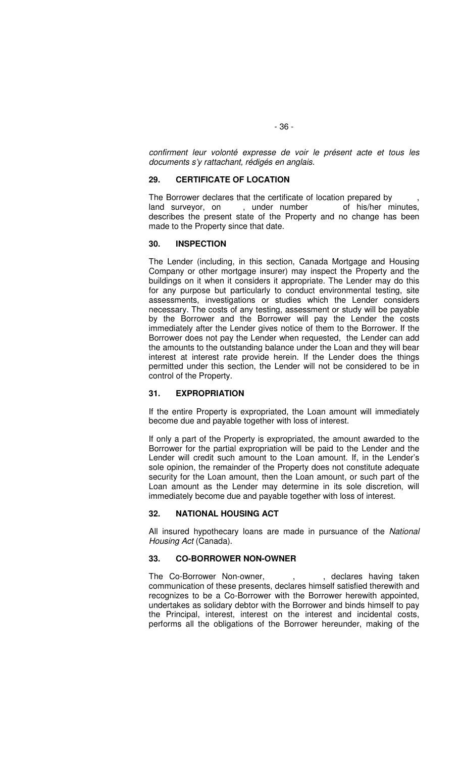*confirment leur volonté expresse de voir le présent acte et tous les documents s'y rattachant, rédigés en anglais.*

## 29. CERTIFICATE OF LOCATION

The Borrower declares that the certificate of location prepared by , land surveyor, on , under number of his/her minutes, describes the present state of the Property and no change has been made to the Property since that date.

## 30. INSPECTION

The Lender (including, in this section, Canada Mortgage and Housing Company or other mortgage insurer) may inspect the Property and the buildings on it when it considers it appropriate. The Lender may do this for any purpose but particularly to conduct environmental testing, site assessments, investigations or studies which the Lender considers necessary. The costs of any testing, assessment or study will be payable by the Borrower and the Borrower will pay the Lender the costs immediately after the Lender gives notice of them to the Borrower. If the Borrower does not pay the Lender when requested, the Lender can add the amounts to the outstanding balance under the Loan and they will bear interest at interest rate provide herein. If the Lender does the things permitted under this section, the Lender will not be considered to be in control of the Property.

## 31. EXPROPRIATION

If the entire Property is expropriated, the Loan amount will immediately become due and payable together with loss of interest.

If only a part of the Property is expropriated, the amount awarded to the Borrower for the partial expropriation will be paid to the Lender and the Lender will credit such amount to the Loan amount. If, in the Lender's sole opinion, the remainder of the Property does not constitute adequate security for the Loan amount, then the Loan amount, or such part of the Loan amount as the Lender may determine in its sole discretion, will immediately become due and payable together with loss of interest.

## 32. NATIONAL HOUSING ACT

All insured hypothecary loans are made in pursuance of the *National Housing Act* (Canada).

## 33. CO-BORROWER NON-OWNER

The Co-Borrower Non-owner, , , declares having taken communication of these presents, declares himself satisfied therewith and recognizes to be a Co-Borrower with the Borrower herewith appointed, undertakes as solidary debtor with the Borrower and binds himself to pay the Principal, interest, interest on the interest and incidental costs, performs all the obligations of the Borrower hereunder, making of the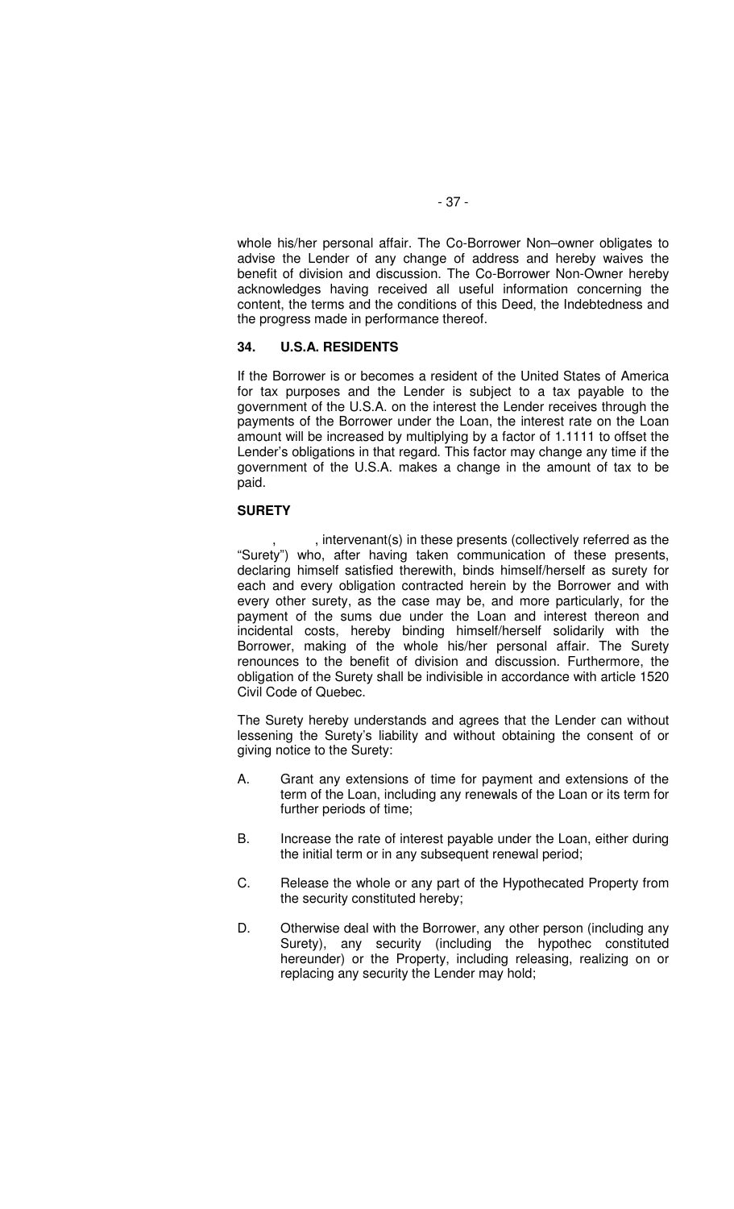whole his/her personal affair. The Co-Borrower Non–owner obligates to advise the Lender of any change of address and hereby waives the benefit of division and discussion. The Co-Borrower Non-Owner hereby acknowledges having received all useful information concerning the content, the terms and the conditions of this Deed, the Indebtedness and the progress made in performance thereof.

### 34. U.S.A. RESIDENTS

If the Borrower is or becomes a resident of the United States of America for tax purposes and the Lender is subject to a tax payable to the government of the U.S.A. on the interest the Lender receives through the payments of the Borrower under the Loan, the interest rate on the Loan amount will be increased by multiplying by a factor of 1.1111 to offset the Lender's obligations in that regard. This factor may change any time if the government of the U.S.A. makes a change in the amount of tax to be paid.

### SURETY

, , intervenant(s) in these presents (collectively referred as the "Surety") who, after having taken communication of these presents, declaring himself satisfied therewith, binds himself/herself as surety for each and every obligation contracted herein by the Borrower and with every other surety, as the case may be, and more particularly, for the payment of the sums due under the Loan and interest thereon and incidental costs, hereby binding himself/herself solidarily with the Borrower, making of the whole his/her personal affair. The Surety renounces to the benefit of division and discussion. Furthermore, the obligation of the Surety shall be indivisible in accordance with article 1520 Civil Code of Quebec.

The Surety hereby understands and agrees that the Lender can without lessening the Surety's liability and without obtaining the consent of or giving notice to the Surety:

A. Grant any extensions of time for payment and extensions of the term of the Loan, including any renewals of the Loan or its term for further periods of time;

B. Increase the rate of interest payable under the Loan, either during the initial term or in any subsequent renewal period;

C. Release the whole or any part of the Hypothecated Property from the security constituted hereby;

D. Otherwise deal with the Borrower, any other person (including any Surety), any security (including the hypothec constituted hereunder) or the Property, including releasing, realizing on or replacing any security the Lender may hold;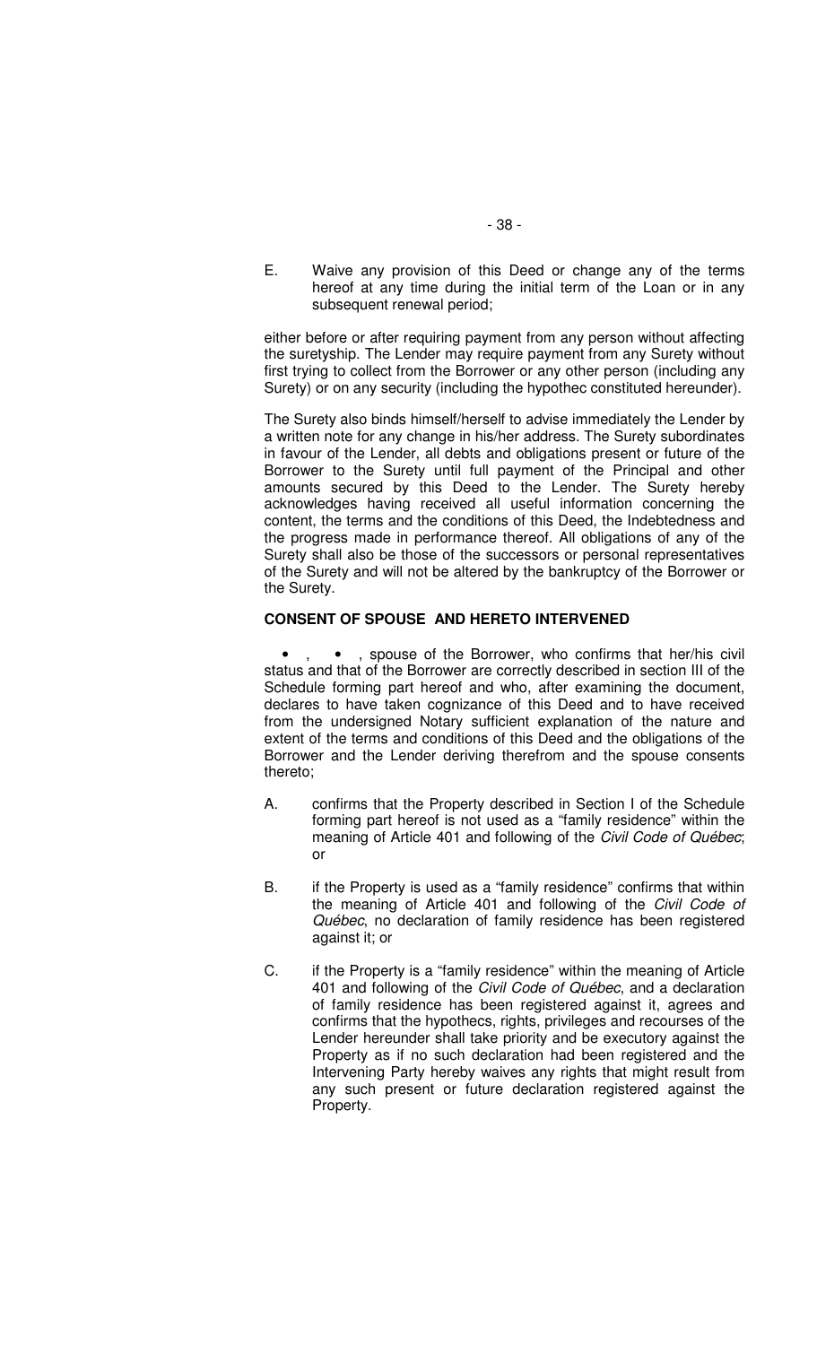E. Waive any provision of this Deed or change any of the terms hereof at any time during the initial term of the Loan or in any subsequent renewal period;

either before or after requiring payment from any person without affecting the suretyship. The Lender may require payment from any Surety without first trying to collect from the Borrower or any other person (including any Surety) or on any security (including the hypothec constituted hereunder).

The Surety also binds himself/herself to advise immediately the Lender by a written note for any change in his/her address. The Surety subordinates in favour of the Lender, all debts and obligations present or future of the Borrower to the Surety until full payment of the Principal and other amounts secured by this Deed to the Lender. The Surety hereby acknowledges having received all useful information concerning the content, the terms and the conditions of this Deed, the Indebtedness and the progress made in performance thereof. All obligations of any of the Surety shall also be those of the successors or personal representatives of the Surety and will not be altered by the bankruptcy of the Borrower or the Surety.

**CONSENT OF SPOUSE AND HERETO INTERVENED**

• , • , spouse of the Borrower, who confirms that her/his civil status and that of the Borrower are correctly described in section III of the Schedule forming part hereof and who, after examining the document, declares to have taken cognizance of this Deed and to have received from the undersigned Notary sufficient explanation of the nature and extent of the terms and conditions of this Deed and the obligations of the Borrower and the Lender deriving therefrom and the spouse consents thereto;

A. confirms that the Property described in Section I of the Schedule forming part hereof is not used as a "family residence" within the meaning of Article 401 and following of the *Civil Code of Québec*; or

B. if the Property is used as a "family residence" confirms that within the meaning of Article 401 and following of the *Civil Code of Québec*, no declaration of family residence has been registered against it; or

C. if the Property is a "family residence" within the meaning of Article 401 and following of the *Civil Code of Québec*, and a declaration of family residence has been registered against it, agrees and confirms that the hypothecs, rights, privileges and recourses of the Lender hereunder shall take priority and be executory against the Property as if no such declaration had been registered and the Intervening Party hereby waives any rights that might result from any such present or future declaration registered against the Property.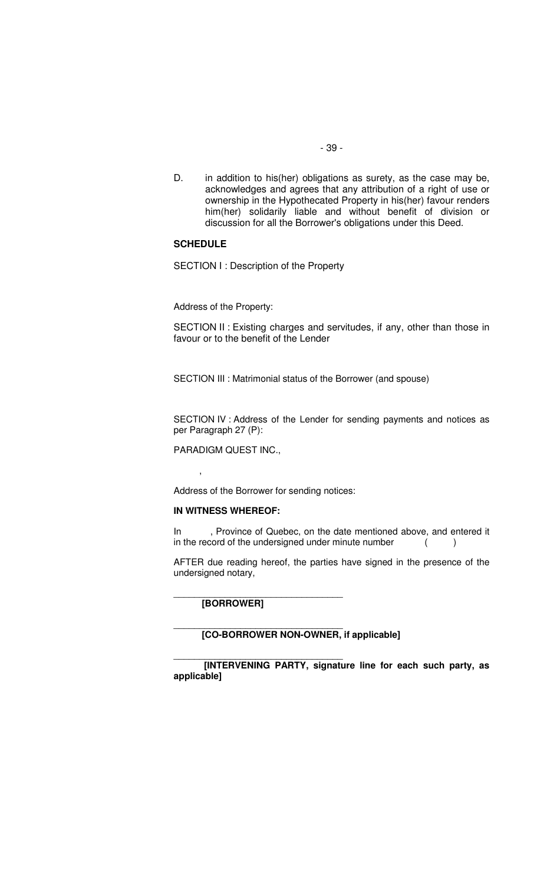D. in addition to his(her) obligations as surety, as the case may be, acknowledges and agrees that any attribution of a right of use or ownership in the Hypothecated Property in his(her) favour renders him(her) solidarily liable and without benefit of division or discussion for all the Borrower's obligations under this Deed.

**SCHEDULE**

SECTION I : Description of the Property

Address of the Property:

SECTION II : Existing charges and servitudes, if any, other than those in favour or to the benefit of the Lender

SECTION III : Matrimonial status of the Borrower (and spouse)

SECTION IV : Address of the Lender for sending payments and notices as per Paragraph 27 (P):

PARADIGM QUEST INC.,

,

Address of the Borrower for sending notices:

**IN WITNESS WHEREOF:**

In , Province of Quebec, on the date mentioned above, and entered it in the record of the undersigned under minute number ( )

AFTER due reading hereof, the parties have signed in the presence of the undersigned notary,

\_\_\_\_\_\_\_\_\_\_\_\_\_\_\_\_\_\_\_\_\_\_\_\_\_\_\_\_\_\_\_\_\_

**[BORROWER]**

\_\_\_\_\_\_\_\_\_\_\_\_\_\_\_\_\_\_\_\_\_\_\_\_\_\_\_\_\_\_\_\_\_

**[CO-BORROWER NON-OWNER, if applicable]**

\_\_\_\_\_\_\_\_\_\_\_\_\_\_\_\_\_\_\_\_\_\_\_\_\_\_\_\_\_\_\_\_\_

**[INTERVENING PARTY, signature line for each such party, as applicable]**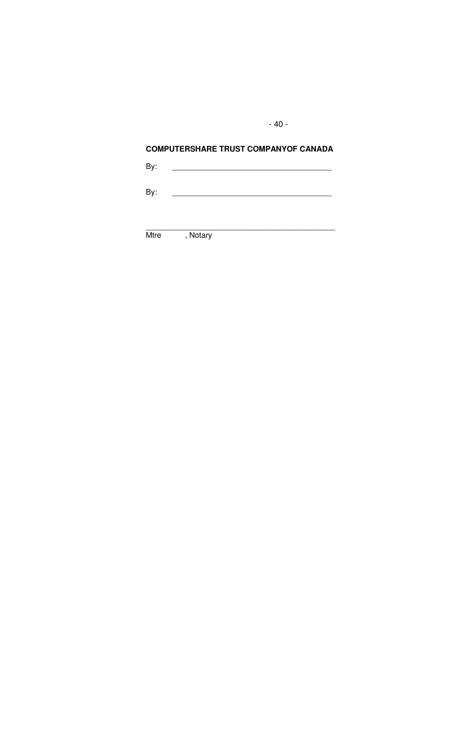**COMPUTERSHARE TRUST COMPANYOF CANADA**

By: ____________________________________

By: ____________________________________

_____________________________________________
Mtre , Notary